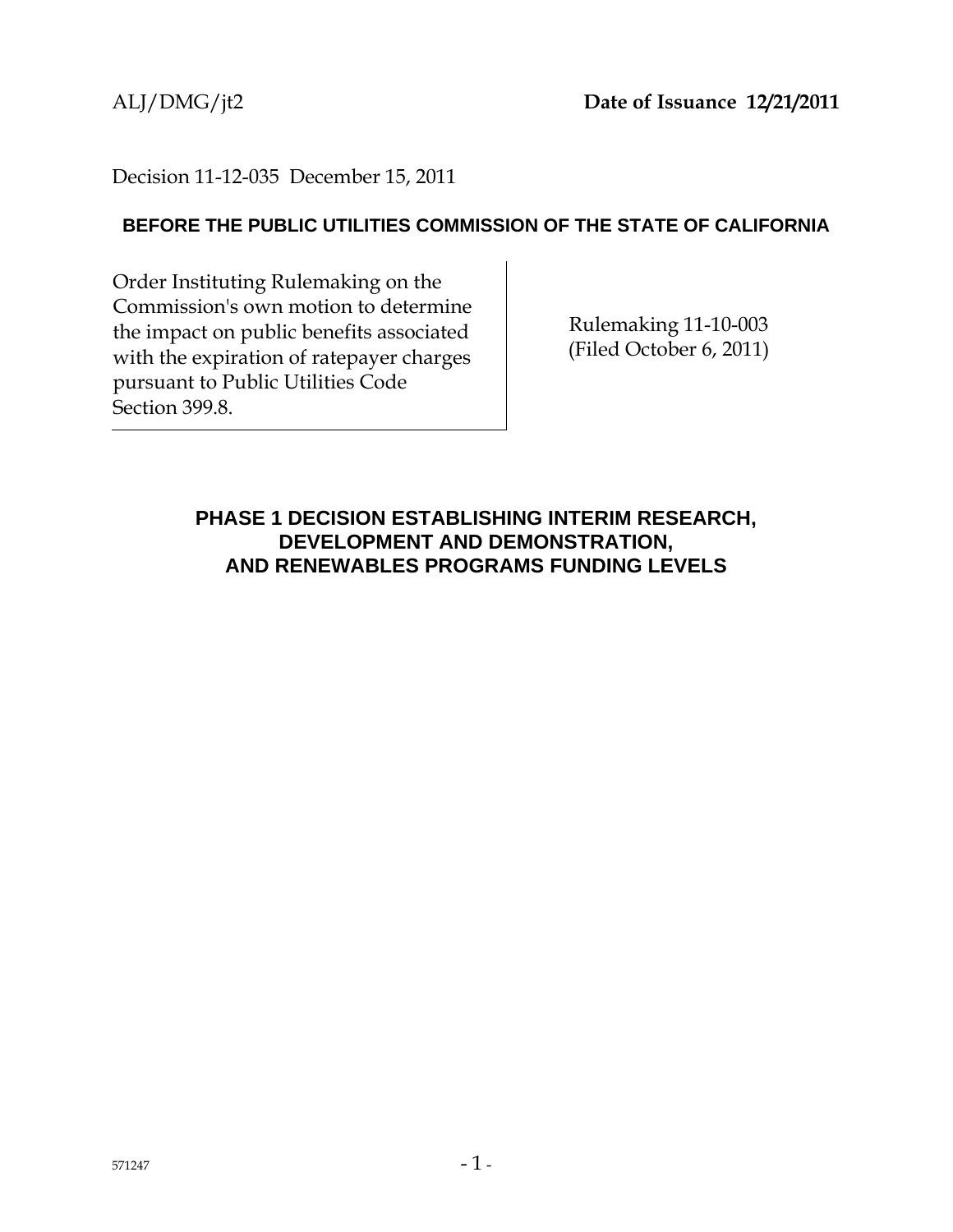ALJ/DMG/jt2 **Date of Issuance 12/21/2011**

Decision 11-12-035 December 15, 2011

**BEFORE THE PUBLIC UTILITIES COMMISSION OF THE STATE OF CALIFORNIA**

| | |
|---|---|
| Order Instituting Rulemaking on the Commission's own motion to determine the impact on public benefits associated with the expiration of ratepayer charges pursuant to Public Utilities Code Section 399.8. | Rulemaking 11-10-003 (Filed October 6, 2011) |

## PHASE 1 DECISION ESTABLISHING INTERIM RESEARCH, DEVELOPMENT AND DEMONSTRATION, AND RENEWABLES PROGRAMS FUNDING LEVELS

571247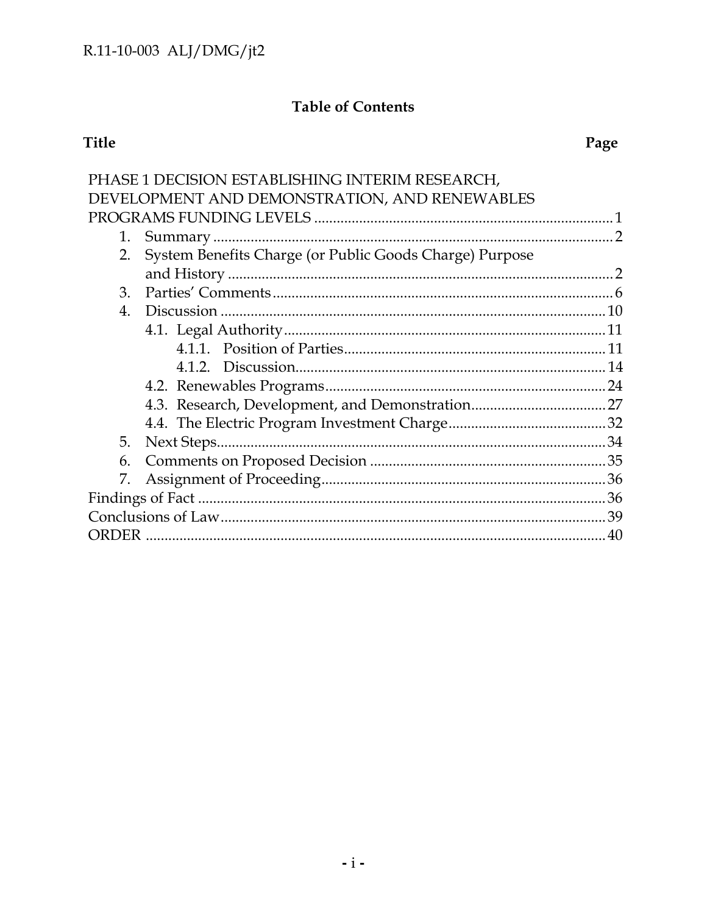## Table of Contents

| Title | Page |
|---|---|
| PHASE 1 DECISION ESTABLISHING INTERIM RESEARCH, DEVELOPMENT AND DEMONSTRATION, AND RENEWABLES PROGRAMS FUNDING LEVELS | 1 |
| 1. Summary | 2 |
| 2. System Benefits Charge (or Public Goods Charge) Purpose and History | 2 |
| 3. Parties' Comments | 6 |
| 4. Discussion | 10 |
| 4.1. Legal Authority | 11 |
| 4.1.1. Position of Parties | 11 |
| 4.1.2. Discussion | 14 |
| 4.2. Renewables Programs | 24 |
| 4.3. Research, Development, and Demonstration | 27 |
| 4.4. The Electric Program Investment Charge | 32 |
| 5. Next Steps | 34 |
| 6. Comments on Proposed Decision | 35 |
| 7. Assignment of Proceeding | 36 |
| Findings of Fact | 36 |
| Conclusions of Law | 39 |
| ORDER | 40 |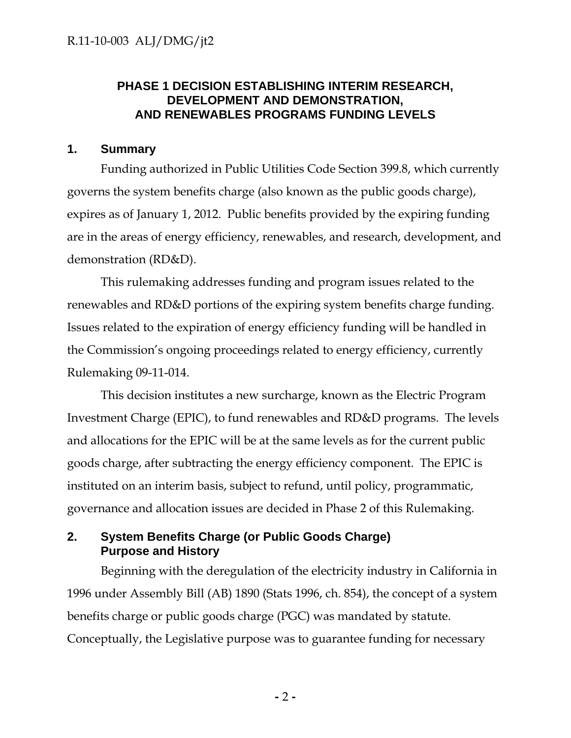## PHASE 1 DECISION ESTABLISHING INTERIM RESEARCH, DEVELOPMENT AND DEMONSTRATION, AND RENEWABLES PROGRAMS FUNDING LEVELS

### 1. Summary

Funding authorized in Public Utilities Code Section 399.8, which currently governs the system benefits charge (also known as the public goods charge), expires as of January 1, 2012. Public benefits provided by the expiring funding are in the areas of energy efficiency, renewables, and research, development, and demonstration (RD&D).

This rulemaking addresses funding and program issues related to the renewables and RD&D portions of the expiring system benefits charge funding. Issues related to the expiration of energy efficiency funding will be handled in the Commission's ongoing proceedings related to energy efficiency, currently Rulemaking 09-11-014.

This decision institutes a new surcharge, known as the Electric Program Investment Charge (EPIC), to fund renewables and RD&D programs. The levels and allocations for the EPIC will be at the same levels as for the current public goods charge, after subtracting the energy efficiency component. The EPIC is instituted on an interim basis, subject to refund, until policy, programmatic, governance and allocation issues are decided in Phase 2 of this Rulemaking.

### 2. System Benefits Charge (or Public Goods Charge) Purpose and History

Beginning with the deregulation of the electricity industry in California in 1996 under Assembly Bill (AB) 1890 (Stats 1996, ch. 854), the concept of a system benefits charge or public goods charge (PGC) was mandated by statute. Conceptually, the Legislative purpose was to guarantee funding for necessary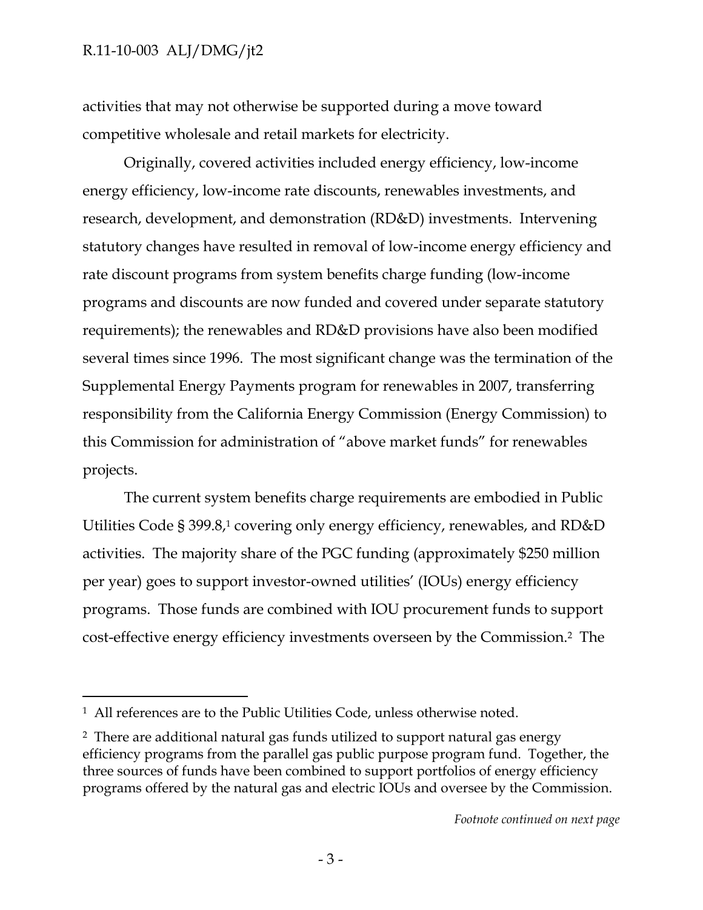activities that may not otherwise be supported during a move toward competitive wholesale and retail markets for electricity.

Originally, covered activities included energy efficiency, low-income energy efficiency, low-income rate discounts, renewables investments, and research, development, and demonstration (RD&D) investments. Intervening statutory changes have resulted in removal of low-income energy efficiency and rate discount programs from system benefits charge funding (low-income programs and discounts are now funded and covered under separate statutory requirements); the renewables and RD&D provisions have also been modified several times since 1996. The most significant change was the termination of the Supplemental Energy Payments program for renewables in 2007, transferring responsibility from the California Energy Commission (Energy Commission) to this Commission for administration of "above market funds" for renewables projects.

The current system benefits charge requirements are embodied in Public Utilities Code § 399.8,[1] covering only energy efficiency, renewables, and RD&D activities. The majority share of the PGC funding (approximately $250 million per year) goes to support investor-owned utilities' (IOUs) energy efficiency programs. Those funds are combined with IOU procurement funds to support cost-effective energy efficiency investments overseen by the Commission.[2] The

---

[1] All references are to the Public Utilities Code, unless otherwise noted.

[2] There are additional natural gas funds utilized to support natural gas energy efficiency programs from the parallel gas public purpose program fund. Together, the three sources of funds have been combined to support portfolios of energy efficiency programs offered by the natural gas and electric IOUs and oversee by the Commission.

*Footnote continued on next page*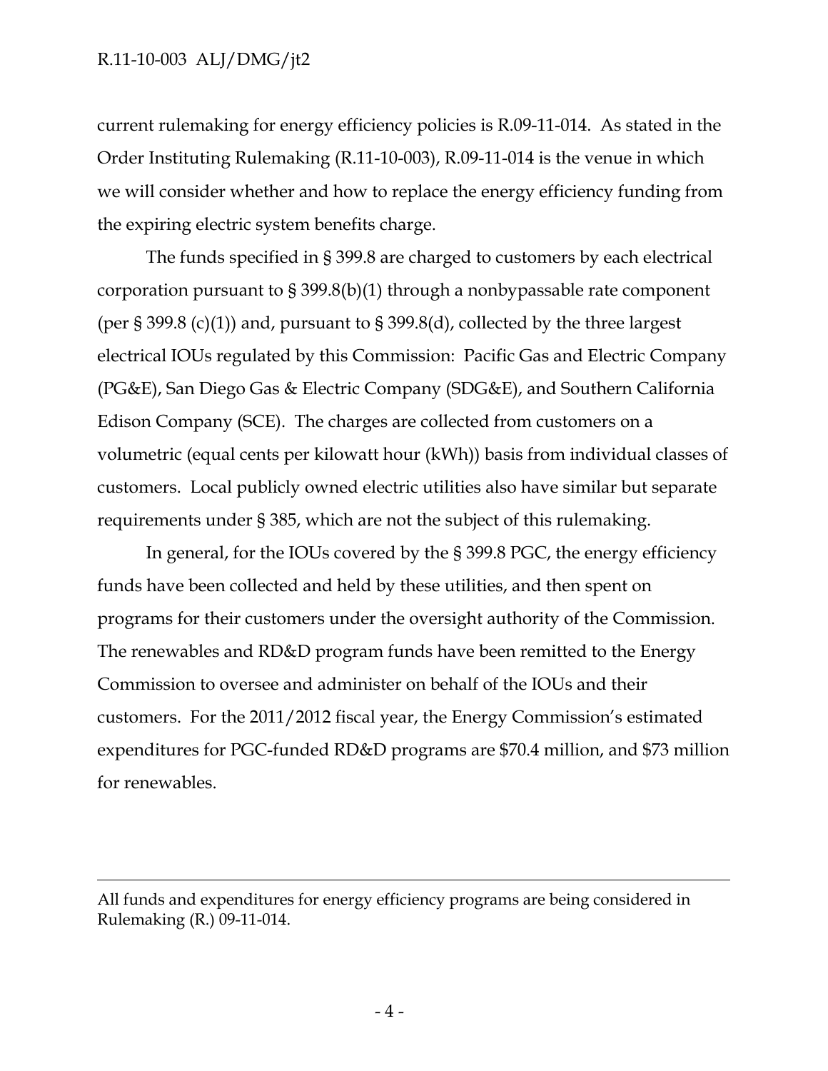current rulemaking for energy efficiency policies is R.09-11-014. As stated in the Order Instituting Rulemaking (R.11-10-003), R.09-11-014 is the venue in which we will consider whether and how to replace the energy efficiency funding from the expiring electric system benefits charge.

The funds specified in § 399.8 are charged to customers by each electrical corporation pursuant to § 399.8(b)(1) through a nonbypassable rate component (per § 399.8 (c)(1)) and, pursuant to § 399.8(d), collected by the three largest electrical IOUs regulated by this Commission: Pacific Gas and Electric Company (PG&E), San Diego Gas & Electric Company (SDG&E), and Southern California Edison Company (SCE). The charges are collected from customers on a volumetric (equal cents per kilowatt hour (kWh)) basis from individual classes of customers. Local publicly owned electric utilities also have similar but separate requirements under § 385, which are not the subject of this rulemaking.

In general, for the IOUs covered by the § 399.8 PGC, the energy efficiency funds have been collected and held by these utilities, and then spent on programs for their customers under the oversight authority of the Commission. The renewables and RD&D program funds have been remitted to the Energy Commission to oversee and administer on behalf of the IOUs and their customers. For the 2011/2012 fiscal year, the Energy Commission's estimated expenditures for PGC-funded RD&D programs are $70.4 million, and $73 million for renewables.

---

All funds and expenditures for energy efficiency programs are being considered in Rulemaking (R.) 09-11-014.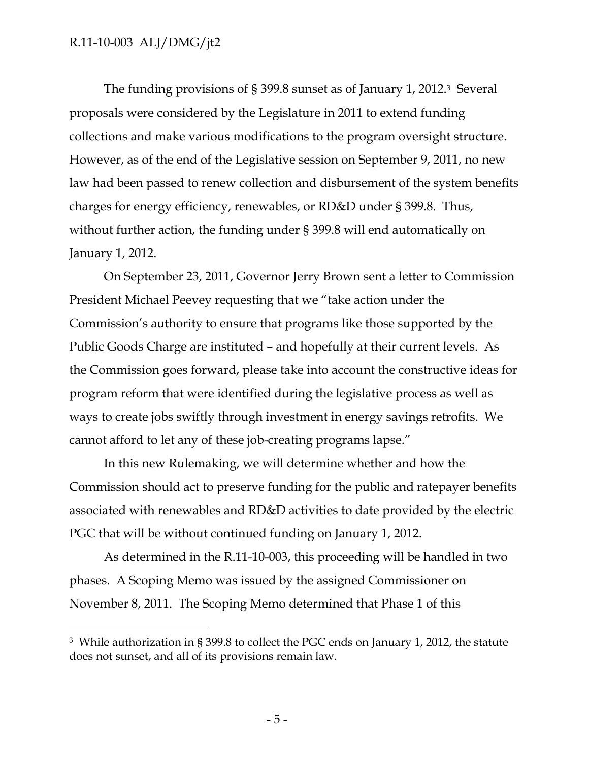The funding provisions of § 399.8 sunset as of January 1, 2012.[3] Several proposals were considered by the Legislature in 2011 to extend funding collections and make various modifications to the program oversight structure. However, as of the end of the Legislative session on September 9, 2011, no new law had been passed to renew collection and disbursement of the system benefits charges for energy efficiency, renewables, or RD&D under § 399.8. Thus, without further action, the funding under § 399.8 will end automatically on January 1, 2012.

On September 23, 2011, Governor Jerry Brown sent a letter to Commission President Michael Peevey requesting that we "take action under the Commission's authority to ensure that programs like those supported by the Public Goods Charge are instituted – and hopefully at their current levels. As the Commission goes forward, please take into account the constructive ideas for program reform that were identified during the legislative process as well as ways to create jobs swiftly through investment in energy savings retrofits. We cannot afford to let any of these job-creating programs lapse."

In this new Rulemaking, we will determine whether and how the Commission should act to preserve funding for the public and ratepayer benefits associated with renewables and RD&D activities to date provided by the electric PGC that will be without continued funding on January 1, 2012.

As determined in the R.11-10-003, this proceeding will be handled in two phases. A Scoping Memo was issued by the assigned Commissioner on November 8, 2011. The Scoping Memo determined that Phase 1 of this

---

[3] While authorization in § 399.8 to collect the PGC ends on January 1, 2012, the statute does not sunset, and all of its provisions remain law.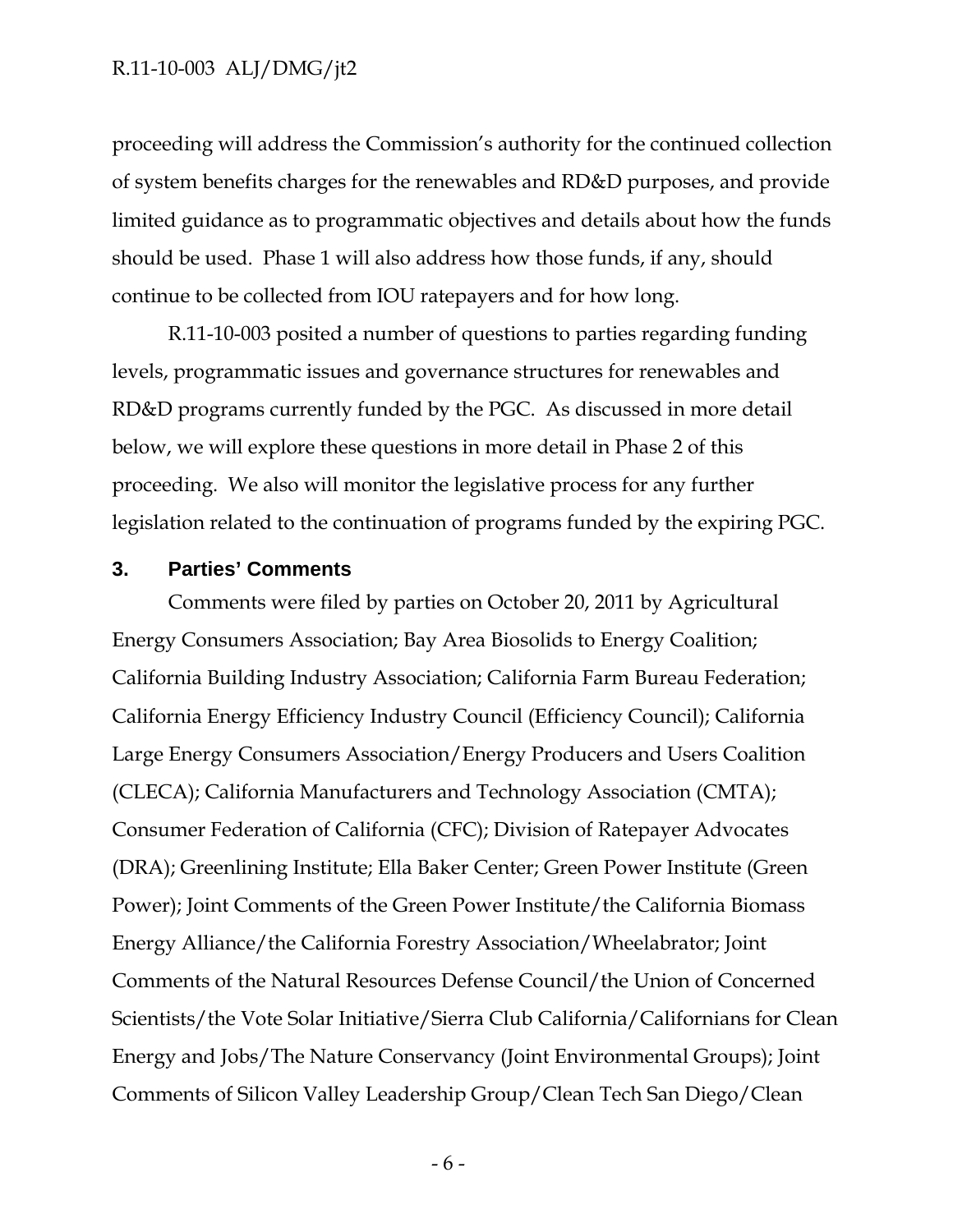proceeding will address the Commission's authority for the continued collection of system benefits charges for the renewables and RD&D purposes, and provide limited guidance as to programmatic objectives and details about how the funds should be used. Phase 1 will also address how those funds, if any, should continue to be collected from IOU ratepayers and for how long.

R.11-10-003 posited a number of questions to parties regarding funding levels, programmatic issues and governance structures for renewables and RD&D programs currently funded by the PGC. As discussed in more detail below, we will explore these questions in more detail in Phase 2 of this proceeding. We also will monitor the legislative process for any further legislation related to the continuation of programs funded by the expiring PGC.

## 3. Parties' Comments

Comments were filed by parties on October 20, 2011 by Agricultural Energy Consumers Association; Bay Area Biosolids to Energy Coalition; California Building Industry Association; California Farm Bureau Federation; California Energy Efficiency Industry Council (Efficiency Council); California Large Energy Consumers Association/Energy Producers and Users Coalition (CLECA); California Manufacturers and Technology Association (CMTA); Consumer Federation of California (CFC); Division of Ratepayer Advocates (DRA); Greenlining Institute; Ella Baker Center; Green Power Institute (Green Power); Joint Comments of the Green Power Institute/the California Biomass Energy Alliance/the California Forestry Association/Wheelabrator; Joint Comments of the Natural Resources Defense Council/the Union of Concerned Scientists/the Vote Solar Initiative/Sierra Club California/Californians for Clean Energy and Jobs/The Nature Conservancy (Joint Environmental Groups); Joint Comments of Silicon Valley Leadership Group/Clean Tech San Diego/Clean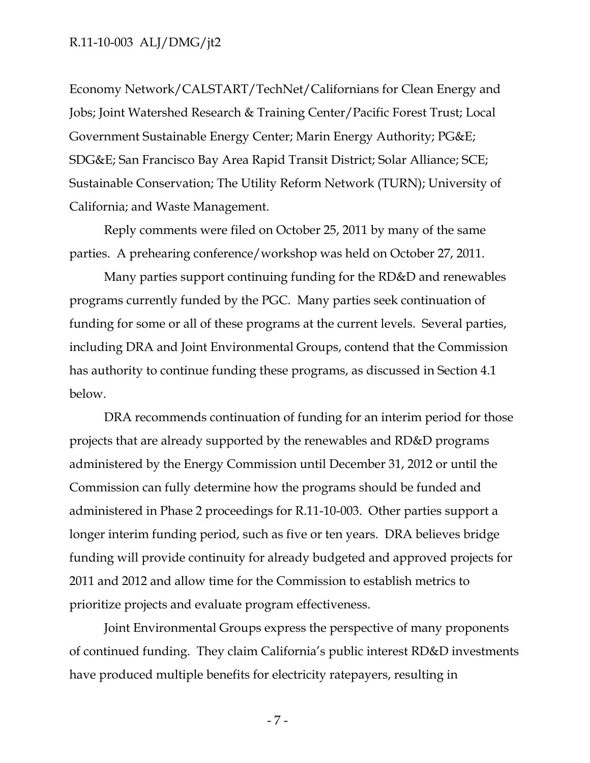Economy Network/CALSTART/TechNet/Californians for Clean Energy and Jobs; Joint Watershed Research & Training Center/Pacific Forest Trust; Local Government Sustainable Energy Center; Marin Energy Authority; PG&E; SDG&E; San Francisco Bay Area Rapid Transit District; Solar Alliance; SCE; Sustainable Conservation; The Utility Reform Network (TURN); University of California; and Waste Management.

Reply comments were filed on October 25, 2011 by many of the same parties. A prehearing conference/workshop was held on October 27, 2011.

Many parties support continuing funding for the RD&D and renewables programs currently funded by the PGC. Many parties seek continuation of funding for some or all of these programs at the current levels. Several parties, including DRA and Joint Environmental Groups, contend that the Commission has authority to continue funding these programs, as discussed in Section 4.1 below.

DRA recommends continuation of funding for an interim period for those projects that are already supported by the renewables and RD&D programs administered by the Energy Commission until December 31, 2012 or until the Commission can fully determine how the programs should be funded and administered in Phase 2 proceedings for R.11-10-003. Other parties support a longer interim funding period, such as five or ten years. DRA believes bridge funding will provide continuity for already budgeted and approved projects for 2011 and 2012 and allow time for the Commission to establish metrics to prioritize projects and evaluate program effectiveness.

Joint Environmental Groups express the perspective of many proponents of continued funding. They claim California's public interest RD&D investments have produced multiple benefits for electricity ratepayers, resulting in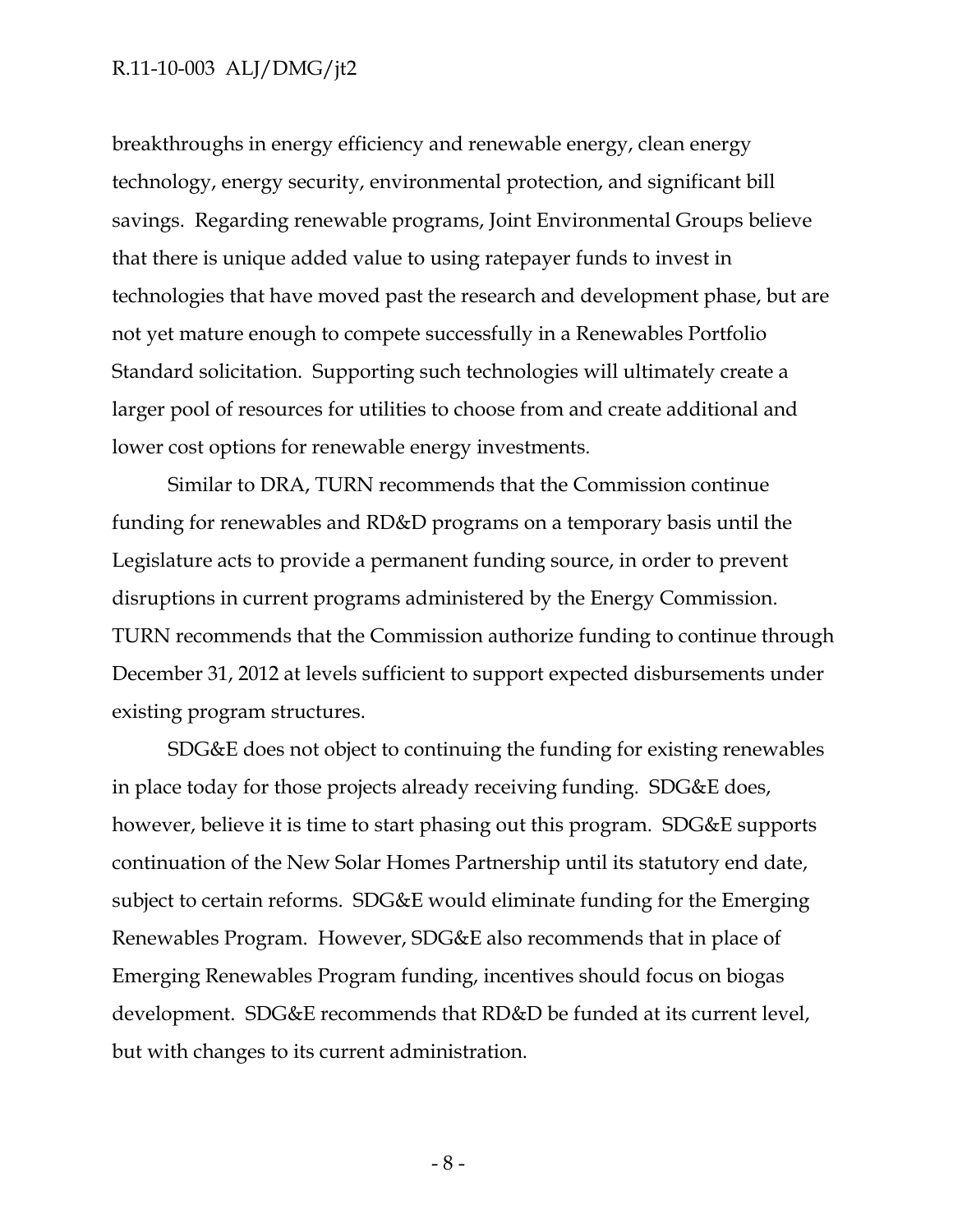breakthroughs in energy efficiency and renewable energy, clean energy technology, energy security, environmental protection, and significant bill savings. Regarding renewable programs, Joint Environmental Groups believe that there is unique added value to using ratepayer funds to invest in technologies that have moved past the research and development phase, but are not yet mature enough to compete successfully in a Renewables Portfolio Standard solicitation. Supporting such technologies will ultimately create a larger pool of resources for utilities to choose from and create additional and lower cost options for renewable energy investments.

Similar to DRA, TURN recommends that the Commission continue funding for renewables and RD&D programs on a temporary basis until the Legislature acts to provide a permanent funding source, in order to prevent disruptions in current programs administered by the Energy Commission. TURN recommends that the Commission authorize funding to continue through December 31, 2012 at levels sufficient to support expected disbursements under existing program structures.

SDG&E does not object to continuing the funding for existing renewables in place today for those projects already receiving funding. SDG&E does, however, believe it is time to start phasing out this program. SDG&E supports continuation of the New Solar Homes Partnership until its statutory end date, subject to certain reforms. SDG&E would eliminate funding for the Emerging Renewables Program. However, SDG&E also recommends that in place of Emerging Renewables Program funding, incentives should focus on biogas development. SDG&E recommends that RD&D be funded at its current level, but with changes to its current administration.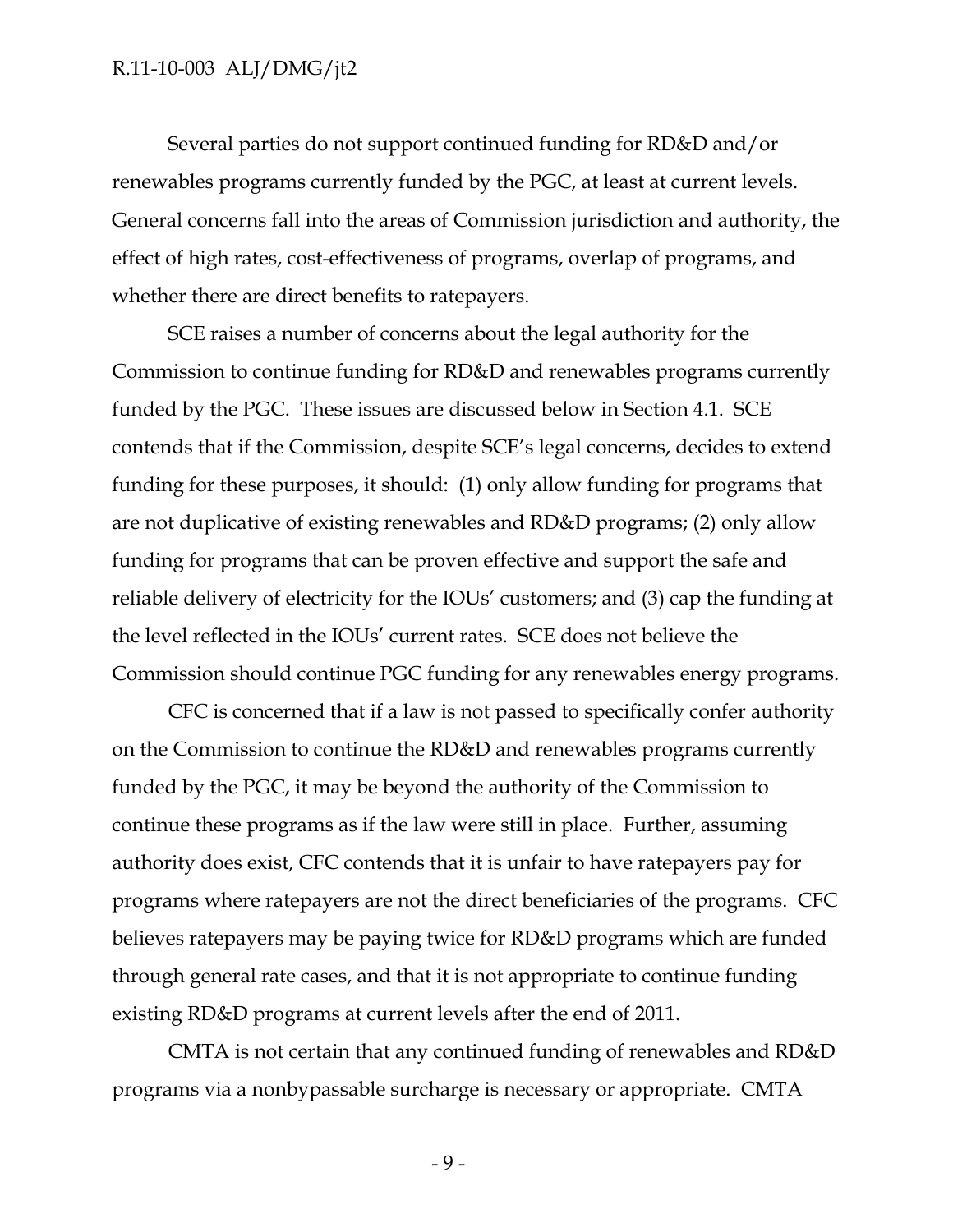Several parties do not support continued funding for RD&D and/or renewables programs currently funded by the PGC, at least at current levels. General concerns fall into the areas of Commission jurisdiction and authority, the effect of high rates, cost-effectiveness of programs, overlap of programs, and whether there are direct benefits to ratepayers.

SCE raises a number of concerns about the legal authority for the Commission to continue funding for RD&D and renewables programs currently funded by the PGC. These issues are discussed below in Section 4.1. SCE contends that if the Commission, despite SCE's legal concerns, decides to extend funding for these purposes, it should: (1) only allow funding for programs that are not duplicative of existing renewables and RD&D programs; (2) only allow funding for programs that can be proven effective and support the safe and reliable delivery of electricity for the IOUs' customers; and (3) cap the funding at the level reflected in the IOUs' current rates. SCE does not believe the Commission should continue PGC funding for any renewables energy programs.

CFC is concerned that if a law is not passed to specifically confer authority on the Commission to continue the RD&D and renewables programs currently funded by the PGC, it may be beyond the authority of the Commission to continue these programs as if the law were still in place. Further, assuming authority does exist, CFC contends that it is unfair to have ratepayers pay for programs where ratepayers are not the direct beneficiaries of the programs. CFC believes ratepayers may be paying twice for RD&D programs which are funded through general rate cases, and that it is not appropriate to continue funding existing RD&D programs at current levels after the end of 2011.

CMTA is not certain that any continued funding of renewables and RD&D programs via a nonbypassable surcharge is necessary or appropriate. CMTA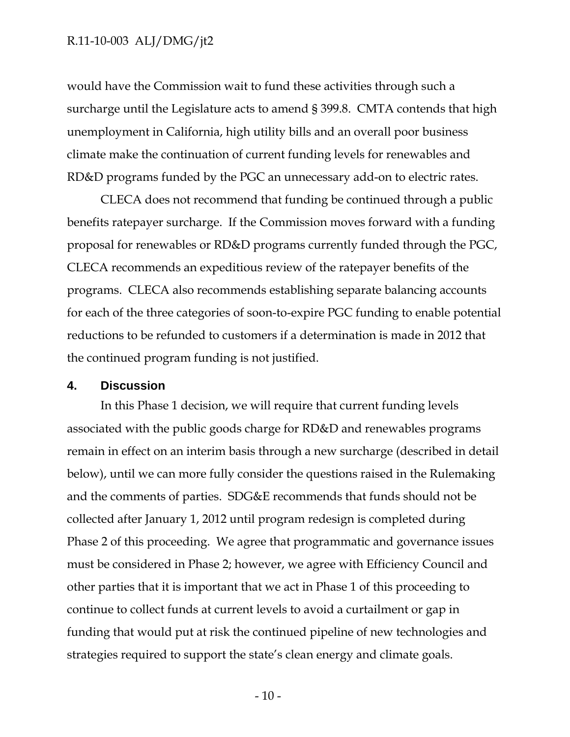would have the Commission wait to fund these activities through such a surcharge until the Legislature acts to amend § 399.8. CMTA contends that high unemployment in California, high utility bills and an overall poor business climate make the continuation of current funding levels for renewables and RD&D programs funded by the PGC an unnecessary add-on to electric rates.

CLECA does not recommend that funding be continued through a public benefits ratepayer surcharge. If the Commission moves forward with a funding proposal for renewables or RD&D programs currently funded through the PGC, CLECA recommends an expeditious review of the ratepayer benefits of the programs. CLECA also recommends establishing separate balancing accounts for each of the three categories of soon-to-expire PGC funding to enable potential reductions to be refunded to customers if a determination is made in 2012 that the continued program funding is not justified.

## 4. Discussion

In this Phase 1 decision, we will require that current funding levels associated with the public goods charge for RD&D and renewables programs remain in effect on an interim basis through a new surcharge (described in detail below), until we can more fully consider the questions raised in the Rulemaking and the comments of parties. SDG&E recommends that funds should not be collected after January 1, 2012 until program redesign is completed during Phase 2 of this proceeding. We agree that programmatic and governance issues must be considered in Phase 2; however, we agree with Efficiency Council and other parties that it is important that we act in Phase 1 of this proceeding to continue to collect funds at current levels to avoid a curtailment or gap in funding that would put at risk the continued pipeline of new technologies and strategies required to support the state's clean energy and climate goals.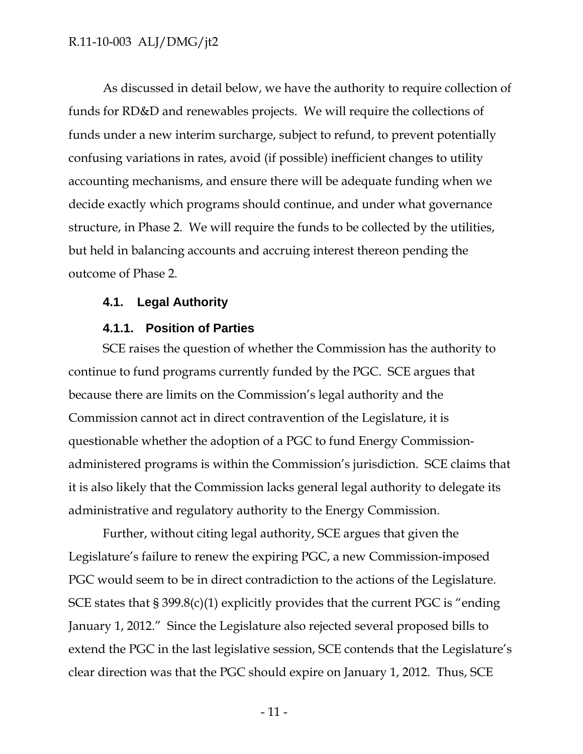As discussed in detail below, we have the authority to require collection of funds for RD&D and renewables projects. We will require the collections of funds under a new interim surcharge, subject to refund, to prevent potentially confusing variations in rates, avoid (if possible) inefficient changes to utility accounting mechanisms, and ensure there will be adequate funding when we decide exactly which programs should continue, and under what governance structure, in Phase 2. We will require the funds to be collected by the utilities, but held in balancing accounts and accruing interest thereon pending the outcome of Phase 2.

### 4.1. Legal Authority

#### 4.1.1. Position of Parties

SCE raises the question of whether the Commission has the authority to continue to fund programs currently funded by the PGC. SCE argues that because there are limits on the Commission's legal authority and the Commission cannot act in direct contravention of the Legislature, it is questionable whether the adoption of a PGC to fund Energy Commission-administered programs is within the Commission's jurisdiction. SCE claims that it is also likely that the Commission lacks general legal authority to delegate its administrative and regulatory authority to the Energy Commission.

Further, without citing legal authority, SCE argues that given the Legislature's failure to renew the expiring PGC, a new Commission-imposed PGC would seem to be in direct contradiction to the actions of the Legislature. SCE states that § 399.8(c)(1) explicitly provides that the current PGC is "ending January 1, 2012." Since the Legislature also rejected several proposed bills to extend the PGC in the last legislative session, SCE contends that the Legislature's clear direction was that the PGC should expire on January 1, 2012. Thus, SCE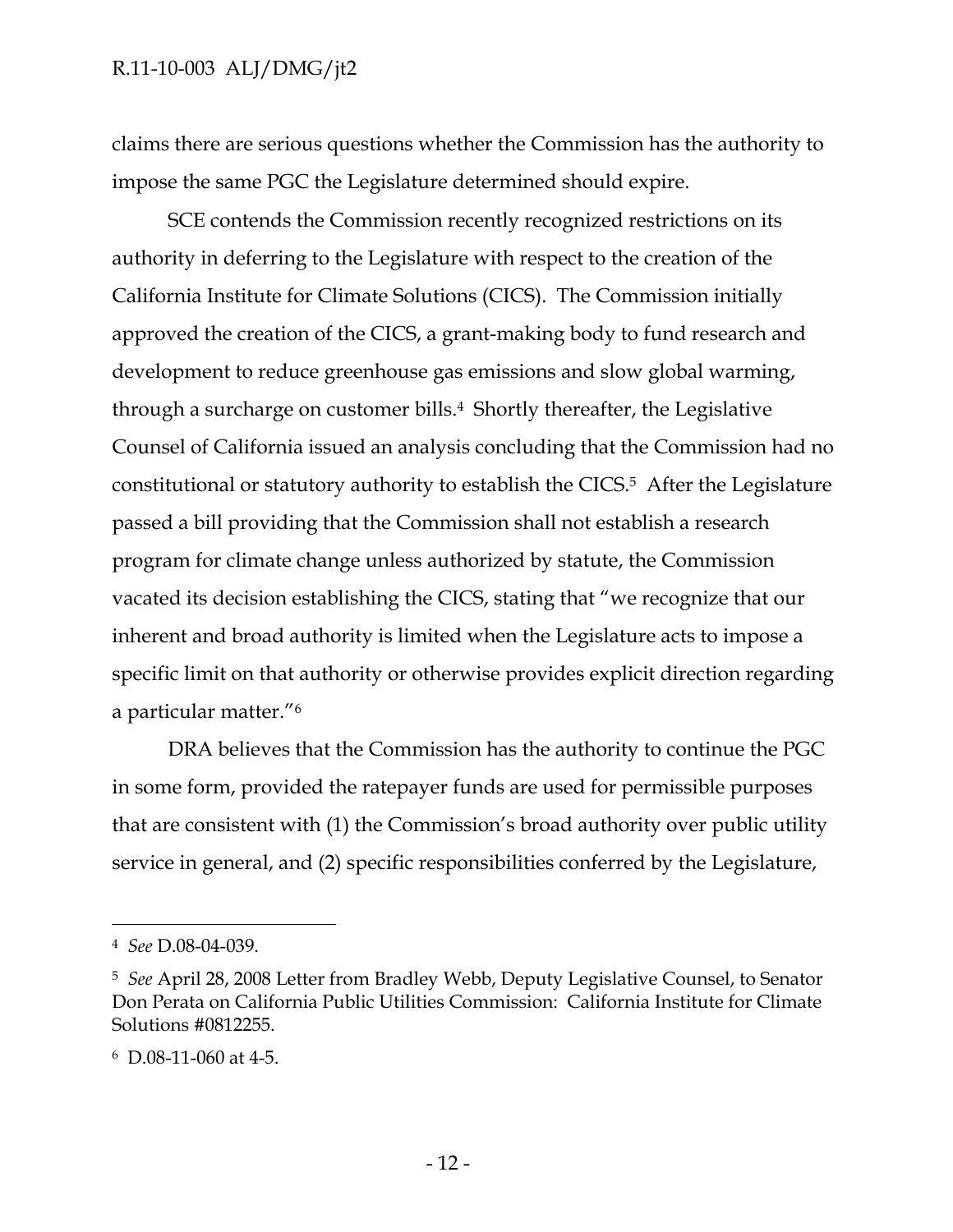claims there are serious questions whether the Commission has the authority to impose the same PGC the Legislature determined should expire.

SCE contends the Commission recently recognized restrictions on its authority in deferring to the Legislature with respect to the creation of the California Institute for Climate Solutions (CICS). The Commission initially approved the creation of the CICS, a grant-making body to fund research and development to reduce greenhouse gas emissions and slow global warming, through a surcharge on customer bills.[4] Shortly thereafter, the Legislative Counsel of California issued an analysis concluding that the Commission had no constitutional or statutory authority to establish the CICS.[5] After the Legislature passed a bill providing that the Commission shall not establish a research program for climate change unless authorized by statute, the Commission vacated its decision establishing the CICS, stating that "we recognize that our inherent and broad authority is limited when the Legislature acts to impose a specific limit on that authority or otherwise provides explicit direction regarding a particular matter."[6]

DRA believes that the Commission has the authority to continue the PGC in some form, provided the ratepayer funds are used for permissible purposes that are consistent with (1) the Commission's broad authority over public utility service in general, and (2) specific responsibilities conferred by the Legislature,

---

[4] *See* D.08-04-039.

[5] *See* April 28, 2008 Letter from Bradley Webb, Deputy Legislative Counsel, to Senator Don Perata on California Public Utilities Commission: California Institute for Climate Solutions #0812255.

[6] D.08-11-060 at 4-5.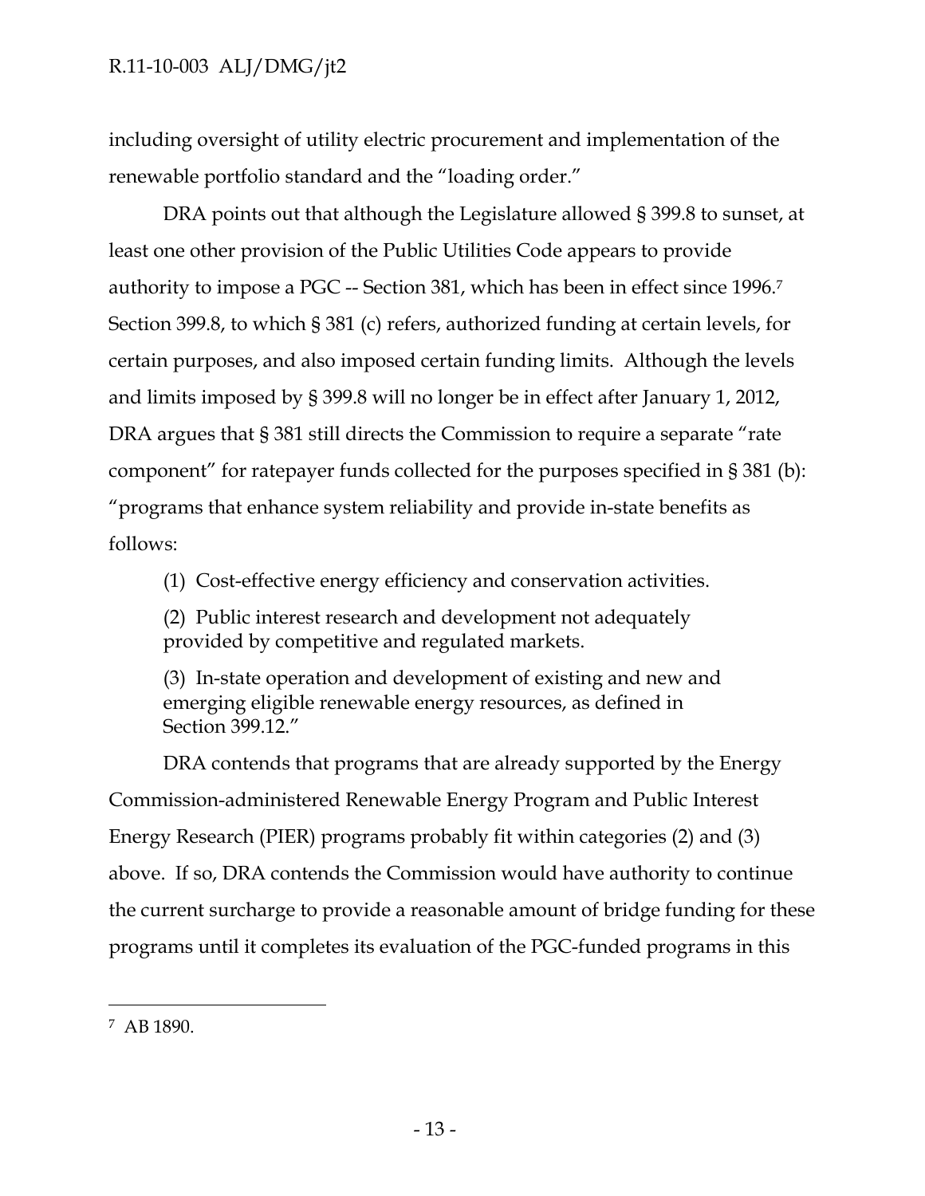including oversight of utility electric procurement and implementation of the renewable portfolio standard and the "loading order."

DRA points out that although the Legislature allowed § 399.8 to sunset, at least one other provision of the Public Utilities Code appears to provide authority to impose a PGC -- Section 381, which has been in effect since 1996.[7] Section 399.8, to which § 381 (c) refers, authorized funding at certain levels, for certain purposes, and also imposed certain funding limits. Although the levels and limits imposed by § 399.8 will no longer be in effect after January 1, 2012, DRA argues that § 381 still directs the Commission to require a separate "rate component" for ratepayer funds collected for the purposes specified in § 381 (b): "programs that enhance system reliability and provide in-state benefits as follows:

> (1) Cost-effective energy efficiency and conservation activities.
>
> (2) Public interest research and development not adequately provided by competitive and regulated markets.
>
> (3) In-state operation and development of existing and new and emerging eligible renewable energy resources, as defined in Section 399.12."

DRA contends that programs that are already supported by the Energy Commission-administered Renewable Energy Program and Public Interest Energy Research (PIER) programs probably fit within categories (2) and (3) above. If so, DRA contends the Commission would have authority to continue the current surcharge to provide a reasonable amount of bridge funding for these programs until it completes its evaluation of the PGC-funded programs in this

---

[7] AB 1890.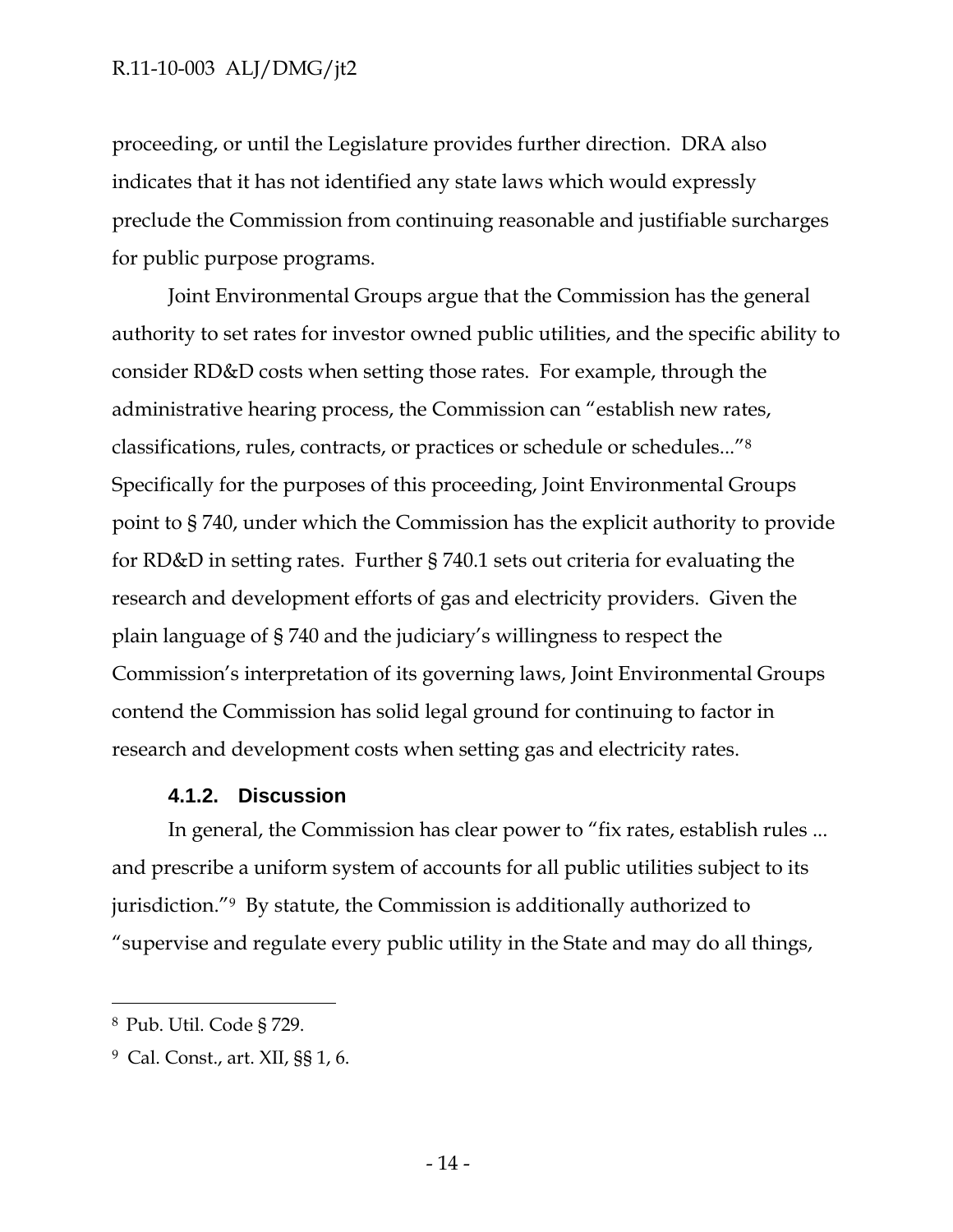proceeding, or until the Legislature provides further direction. DRA also indicates that it has not identified any state laws which would expressly preclude the Commission from continuing reasonable and justifiable surcharges for public purpose programs.

Joint Environmental Groups argue that the Commission has the general authority to set rates for investor owned public utilities, and the specific ability to consider RD&D costs when setting those rates. For example, through the administrative hearing process, the Commission can "establish new rates, classifications, rules, contracts, or practices or schedule or schedules..."[8] Specifically for the purposes of this proceeding, Joint Environmental Groups point to § 740, under which the Commission has the explicit authority to provide for RD&D in setting rates. Further § 740.1 sets out criteria for evaluating the research and development efforts of gas and electricity providers. Given the plain language of § 740 and the judiciary's willingness to respect the Commission's interpretation of its governing laws, Joint Environmental Groups contend the Commission has solid legal ground for continuing to factor in research and development costs when setting gas and electricity rates.

#### 4.1.2. Discussion

In general, the Commission has clear power to "fix rates, establish rules ... and prescribe a uniform system of accounts for all public utilities subject to its jurisdiction."[9] By statute, the Commission is additionally authorized to "supervise and regulate every public utility in the State and may do all things,

---

[8] Pub. Util. Code § 729.

[9] Cal. Const., art. XII, §§ 1, 6.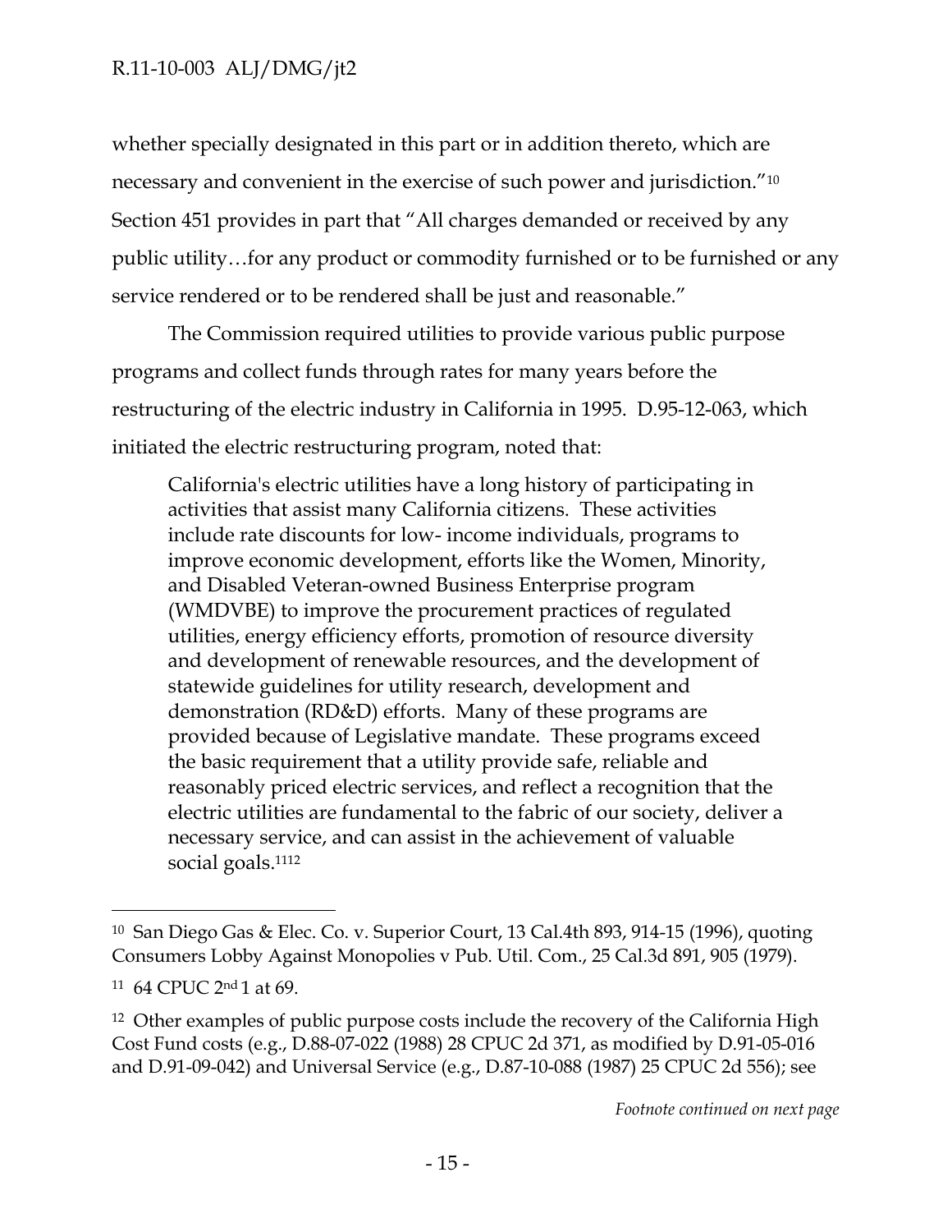whether specially designated in this part or in addition thereto, which are necessary and convenient in the exercise of such power and jurisdiction."[10] Section 451 provides in part that "All charges demanded or received by any public utility…for any product or commodity furnished or to be furnished or any service rendered or to be rendered shall be just and reasonable."

The Commission required utilities to provide various public purpose programs and collect funds through rates for many years before the restructuring of the electric industry in California in 1995. D.95-12-063, which initiated the electric restructuring program, noted that:

> California's electric utilities have a long history of participating in activities that assist many California citizens. These activities include rate discounts for low- income individuals, programs to improve economic development, efforts like the Women, Minority, and Disabled Veteran-owned Business Enterprise program (WMDVBE) to improve the procurement practices of regulated utilities, energy efficiency efforts, promotion of resource diversity and development of renewable resources, and the development of statewide guidelines for utility research, development and demonstration (RD&D) efforts. Many of these programs are provided because of Legislative mandate. These programs exceed the basic requirement that a utility provide safe, reliable and reasonably priced electric services, and reflect a recognition that the electric utilities are fundamental to the fabric of our society, deliver a necessary service, and can assist in the achievement of valuable social goals.[11][12]

---

[10] San Diego Gas & Elec. Co. v. Superior Court, 13 Cal.4th 893, 914-15 (1996), quoting Consumers Lobby Against Monopolies v Pub. Util. Com., 25 Cal.3d 891, 905 (1979).

[11] 64 CPUC 2nd 1 at 69.

[12] Other examples of public purpose costs include the recovery of the California High Cost Fund costs (e.g., D.88-07-022 (1988) 28 CPUC 2d 371, as modified by D.91-05-016 and D.91-09-042) and Universal Service (e.g., D.87-10-088 (1987) 25 CPUC 2d 556); see

*Footnote continued on next page*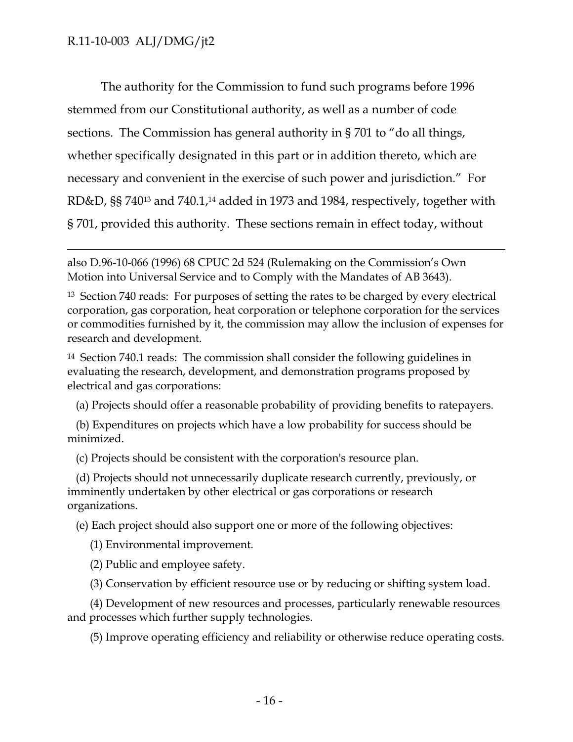The authority for the Commission to fund such programs before 1996 stemmed from our Constitutional authority, as well as a number of code sections. The Commission has general authority in § 701 to "do all things, whether specifically designated in this part or in addition thereto, which are necessary and convenient in the exercise of such power and jurisdiction." For RD&D, §§ 740[13] and 740.1,[14] added in 1973 and 1984, respectively, together with § 701, provided this authority. These sections remain in effect today, without

---

also D.96-10-066 (1996) 68 CPUC 2d 524 (Rulemaking on the Commission's Own Motion into Universal Service and to Comply with the Mandates of AB 3643).

[13] Section 740 reads: For purposes of setting the rates to be charged by every electrical corporation, gas corporation, heat corporation or telephone corporation for the services or commodities furnished by it, the commission may allow the inclusion of expenses for research and development.

[14] Section 740.1 reads: The commission shall consider the following guidelines in evaluating the research, development, and demonstration programs proposed by electrical and gas corporations:

(a) Projects should offer a reasonable probability of providing benefits to ratepayers.

(b) Expenditures on projects which have a low probability for success should be minimized.

(c) Projects should be consistent with the corporation's resource plan.

(d) Projects should not unnecessarily duplicate research currently, previously, or imminently undertaken by other electrical or gas corporations or research organizations.

(e) Each project should also support one or more of the following objectives:

(1) Environmental improvement.

(2) Public and employee safety.

(3) Conservation by efficient resource use or by reducing or shifting system load.

(4) Development of new resources and processes, particularly renewable resources and processes which further supply technologies.

(5) Improve operating efficiency and reliability or otherwise reduce operating costs.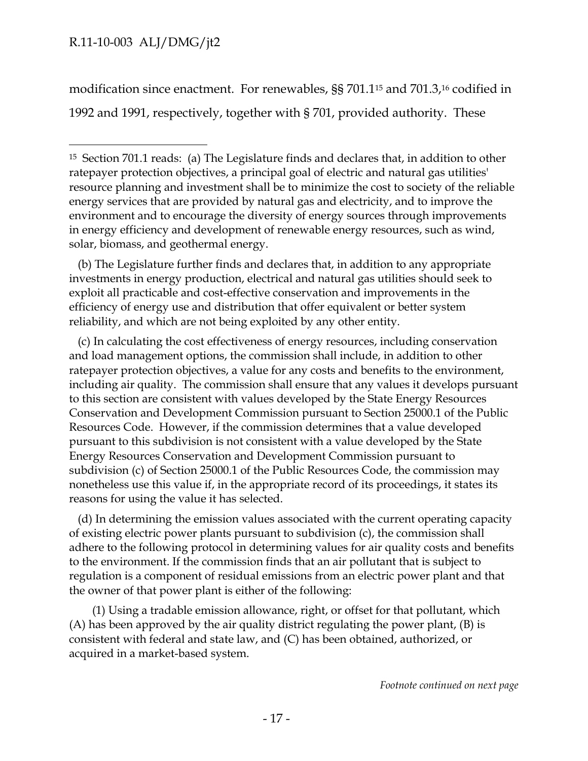modification since enactment. For renewables, §§ 701.1[15] and 701.3,[16] codified in 1992 and 1991, respectively, together with § 701, provided authority. These

---

[15] Section 701.1 reads: (a) The Legislature finds and declares that, in addition to other ratepayer protection objectives, a principal goal of electric and natural gas utilities' resource planning and investment shall be to minimize the cost to society of the reliable energy services that are provided by natural gas and electricity, and to improve the environment and to encourage the diversity of energy sources through improvements in energy efficiency and development of renewable energy resources, such as wind, solar, biomass, and geothermal energy.

(b) The Legislature further finds and declares that, in addition to any appropriate investments in energy production, electrical and natural gas utilities should seek to exploit all practicable and cost-effective conservation and improvements in the efficiency of energy use and distribution that offer equivalent or better system reliability, and which are not being exploited by any other entity.

(c) In calculating the cost effectiveness of energy resources, including conservation and load management options, the commission shall include, in addition to other ratepayer protection objectives, a value for any costs and benefits to the environment, including air quality. The commission shall ensure that any values it develops pursuant to this section are consistent with values developed by the State Energy Resources Conservation and Development Commission pursuant to Section 25000.1 of the Public Resources Code. However, if the commission determines that a value developed pursuant to this subdivision is not consistent with a value developed by the State Energy Resources Conservation and Development Commission pursuant to subdivision (c) of Section 25000.1 of the Public Resources Code, the commission may nonetheless use this value if, in the appropriate record of its proceedings, it states its reasons for using the value it has selected.

(d) In determining the emission values associated with the current operating capacity of existing electric power plants pursuant to subdivision (c), the commission shall adhere to the following protocol in determining values for air quality costs and benefits to the environment. If the commission finds that an air pollutant that is subject to regulation is a component of residual emissions from an electric power plant and that the owner of that power plant is either of the following:

(1) Using a tradable emission allowance, right, or offset for that pollutant, which (A) has been approved by the air quality district regulating the power plant, (B) is consistent with federal and state law, and (C) has been obtained, authorized, or acquired in a market-based system.

*Footnote continued on next page*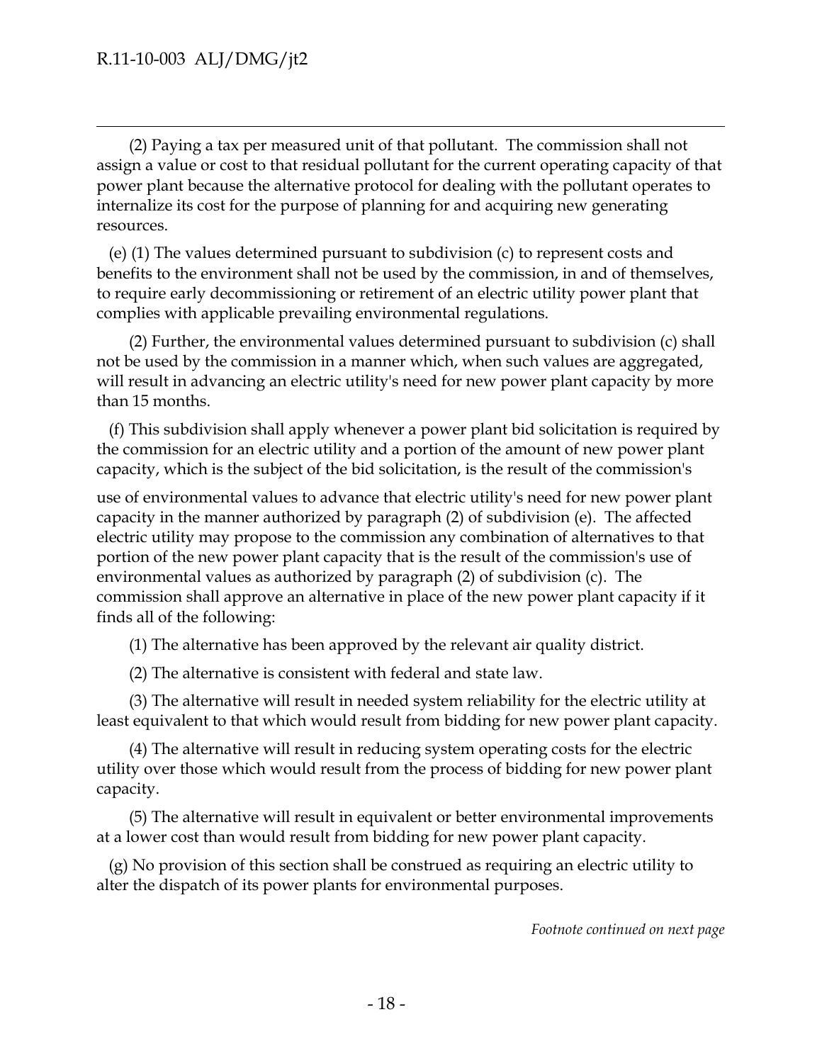(2) Paying a tax per measured unit of that pollutant. The commission shall not assign a value or cost to that residual pollutant for the current operating capacity of that power plant because the alternative protocol for dealing with the pollutant operates to internalize its cost for the purpose of planning for and acquiring new generating resources.

(e) (1) The values determined pursuant to subdivision (c) to represent costs and benefits to the environment shall not be used by the commission, in and of themselves, to require early decommissioning or retirement of an electric utility power plant that complies with applicable prevailing environmental regulations.

(2) Further, the environmental values determined pursuant to subdivision (c) shall not be used by the commission in a manner which, when such values are aggregated, will result in advancing an electric utility's need for new power plant capacity by more than 15 months.

(f) This subdivision shall apply whenever a power plant bid solicitation is required by the commission for an electric utility and a portion of the amount of new power plant capacity, which is the subject of the bid solicitation, is the result of the commission's use of environmental values to advance that electric utility's need for new power plant capacity in the manner authorized by paragraph (2) of subdivision (e). The affected electric utility may propose to the commission any combination of alternatives to that portion of the new power plant capacity that is the result of the commission's use of environmental values as authorized by paragraph (2) of subdivision (c). The commission shall approve an alternative in place of the new power plant capacity if it finds all of the following:

(1) The alternative has been approved by the relevant air quality district.

(2) The alternative is consistent with federal and state law.

(3) The alternative will result in needed system reliability for the electric utility at least equivalent to that which would result from bidding for new power plant capacity.

(4) The alternative will result in reducing system operating costs for the electric utility over those which would result from the process of bidding for new power plant capacity.

(5) The alternative will result in equivalent or better environmental improvements at a lower cost than would result from bidding for new power plant capacity.

(g) No provision of this section shall be construed as requiring an electric utility to alter the dispatch of its power plants for environmental purposes.

*Footnote continued on next page*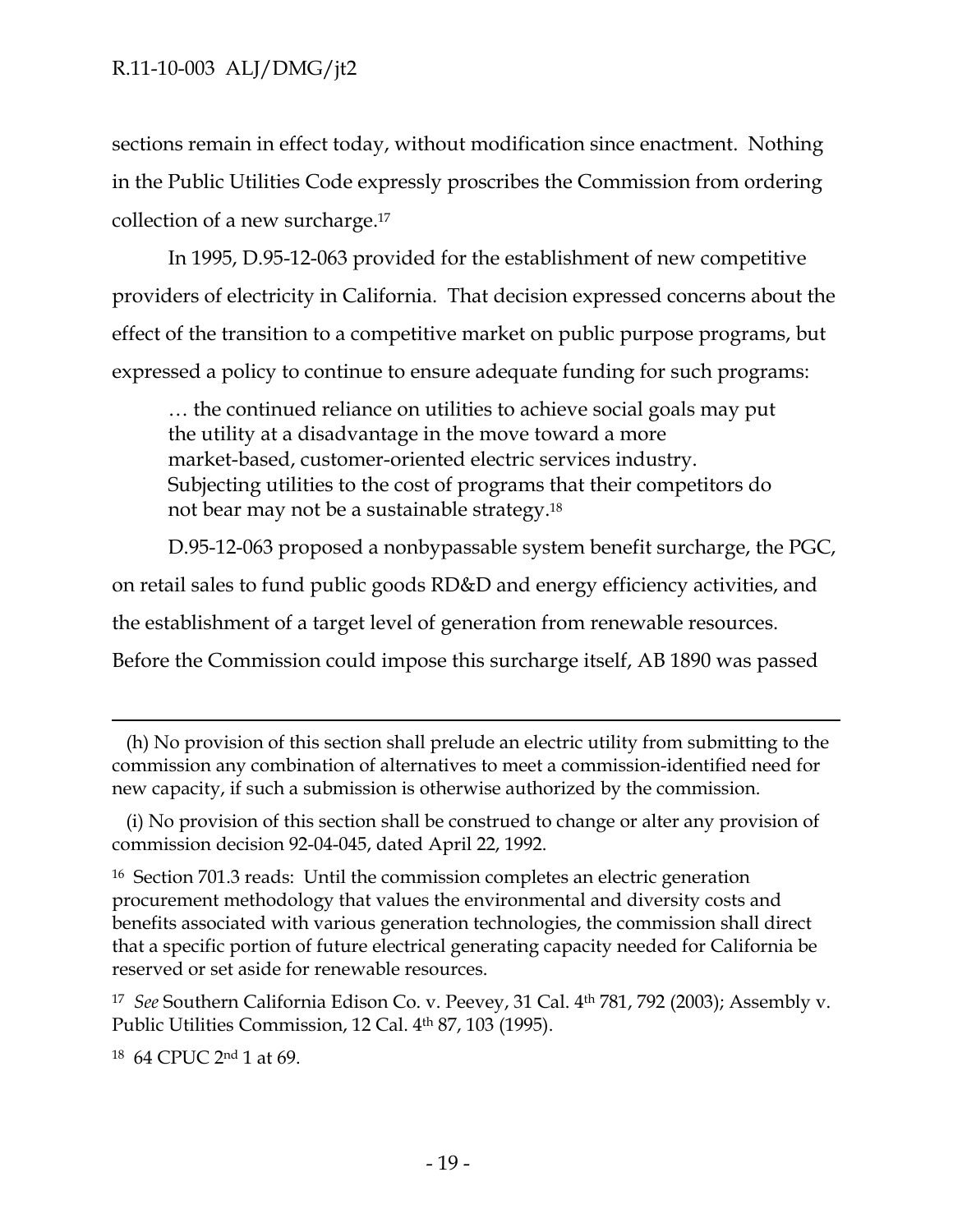sections remain in effect today, without modification since enactment. Nothing in the Public Utilities Code expressly proscribes the Commission from ordering collection of a new surcharge.[17]

In 1995, D.95-12-063 provided for the establishment of new competitive providers of electricity in California. That decision expressed concerns about the effect of the transition to a competitive market on public purpose programs, but expressed a policy to continue to ensure adequate funding for such programs:

> … the continued reliance on utilities to achieve social goals may put the utility at a disadvantage in the move toward a more market-based, customer-oriented electric services industry. Subjecting utilities to the cost of programs that their competitors do not bear may not be a sustainable strategy.[18]

D.95-12-063 proposed a nonbypassable system benefit surcharge, the PGC, on retail sales to fund public goods RD&D and energy efficiency activities, and the establishment of a target level of generation from renewable resources. Before the Commission could impose this surcharge itself, AB 1890 was passed

---

(h) No provision of this section shall prelude an electric utility from submitting to the commission any combination of alternatives to meet a commission-identified need for new capacity, if such a submission is otherwise authorized by the commission.

(i) No provision of this section shall be construed to change or alter any provision of commission decision 92-04-045, dated April 22, 1992.

[16] Section 701.3 reads: Until the commission completes an electric generation procurement methodology that values the environmental and diversity costs and benefits associated with various generation technologies, the commission shall direct that a specific portion of future electrical generating capacity needed for California be reserved or set aside for renewable resources.

[17] *See* Southern California Edison Co. v. Peevey, 31 Cal. 4th 781, 792 (2003); Assembly v. Public Utilities Commission, 12 Cal. 4th 87, 103 (1995).

[18] 64 CPUC 2nd 1 at 69.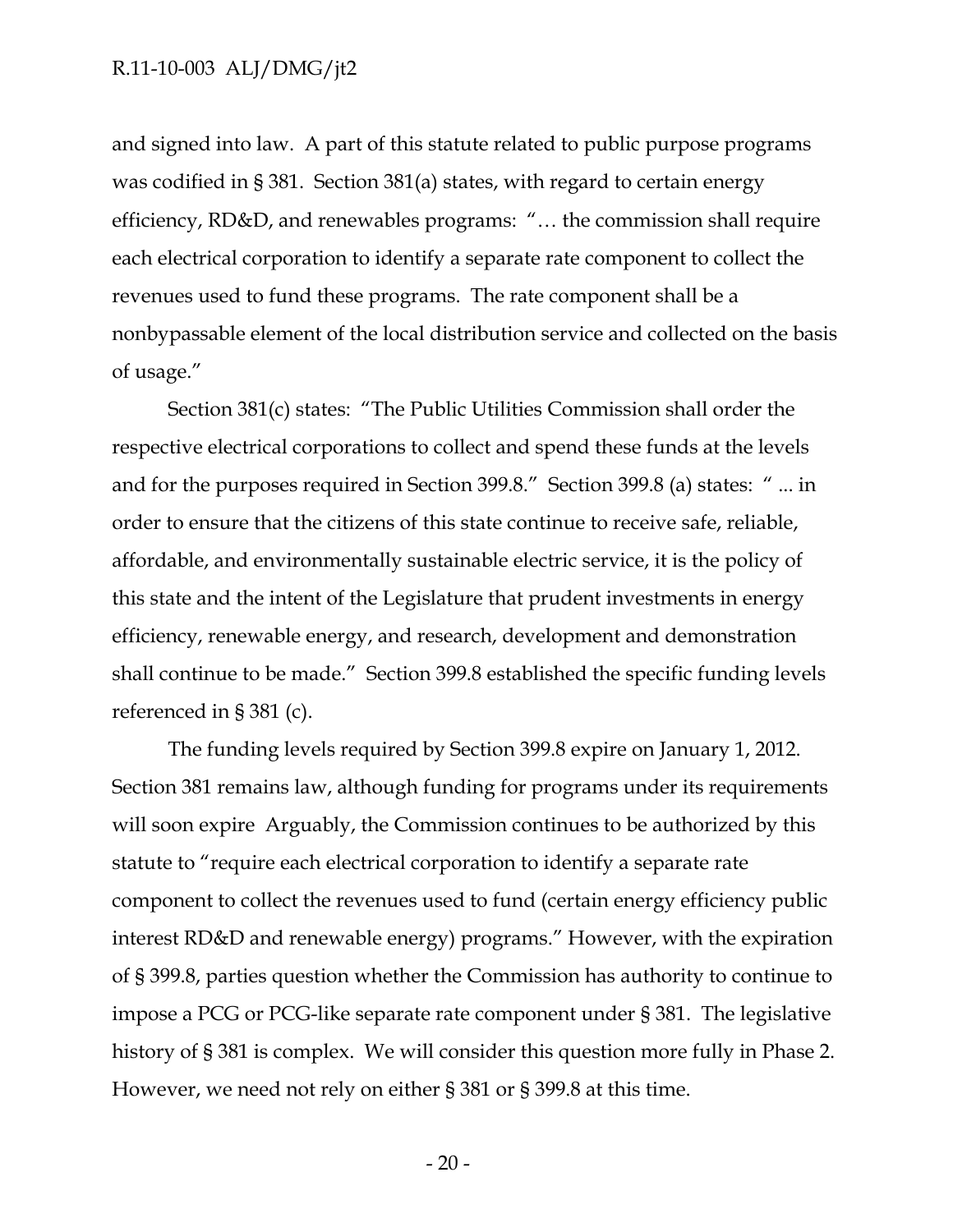and signed into law. A part of this statute related to public purpose programs was codified in § 381. Section 381(a) states, with regard to certain energy efficiency, RD&D, and renewables programs: "… the commission shall require each electrical corporation to identify a separate rate component to collect the revenues used to fund these programs. The rate component shall be a nonbypassable element of the local distribution service and collected on the basis of usage."

Section 381(c) states: "The Public Utilities Commission shall order the respective electrical corporations to collect and spend these funds at the levels and for the purposes required in Section 399.8." Section 399.8 (a) states: " ... in order to ensure that the citizens of this state continue to receive safe, reliable, affordable, and environmentally sustainable electric service, it is the policy of this state and the intent of the Legislature that prudent investments in energy efficiency, renewable energy, and research, development and demonstration shall continue to be made." Section 399.8 established the specific funding levels referenced in § 381 (c).

The funding levels required by Section 399.8 expire on January 1, 2012. Section 381 remains law, although funding for programs under its requirements will soon expire Arguably, the Commission continues to be authorized by this statute to "require each electrical corporation to identify a separate rate component to collect the revenues used to fund (certain energy efficiency public interest RD&D and renewable energy) programs." However, with the expiration of § 399.8, parties question whether the Commission has authority to continue to impose a PCG or PCG-like separate rate component under § 381. The legislative history of § 381 is complex. We will consider this question more fully in Phase 2. However, we need not rely on either § 381 or § 399.8 at this time.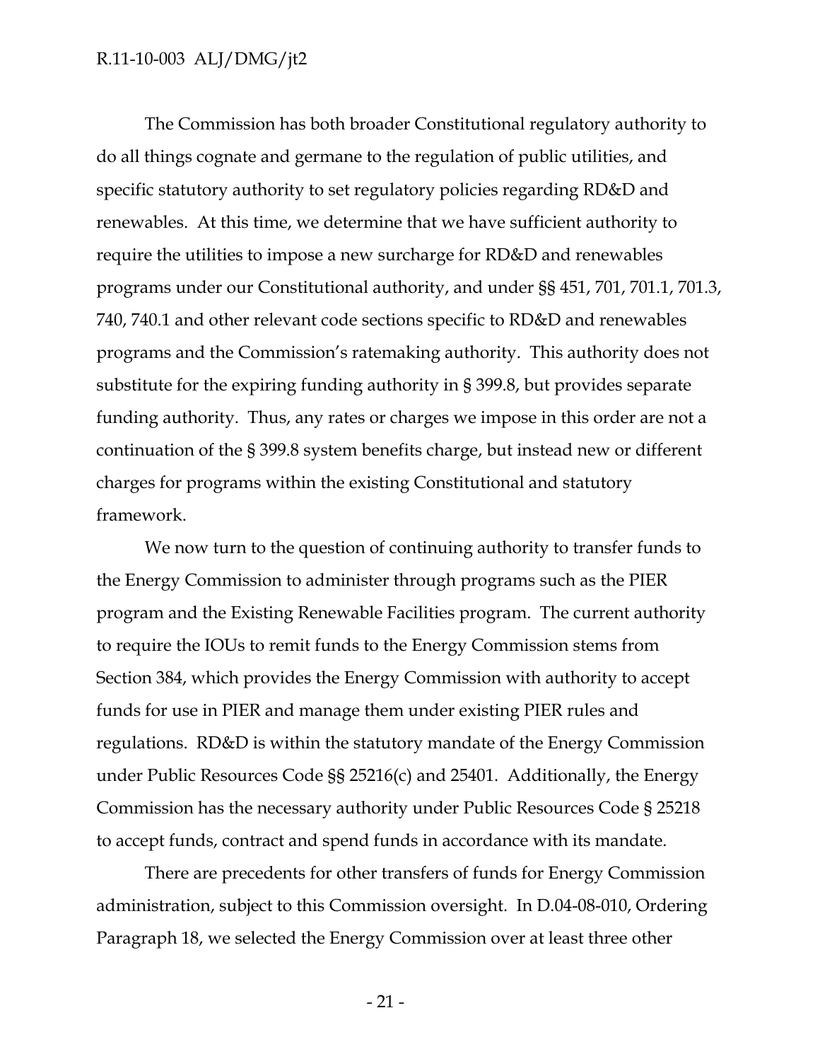The Commission has both broader Constitutional regulatory authority to do all things cognate and germane to the regulation of public utilities, and specific statutory authority to set regulatory policies regarding RD&D and renewables. At this time, we determine that we have sufficient authority to require the utilities to impose a new surcharge for RD&D and renewables programs under our Constitutional authority, and under §§ 451, 701, 701.1, 701.3, 740, 740.1 and other relevant code sections specific to RD&D and renewables programs and the Commission's ratemaking authority. This authority does not substitute for the expiring funding authority in § 399.8, but provides separate funding authority. Thus, any rates or charges we impose in this order are not a continuation of the § 399.8 system benefits charge, but instead new or different charges for programs within the existing Constitutional and statutory framework.

We now turn to the question of continuing authority to transfer funds to the Energy Commission to administer through programs such as the PIER program and the Existing Renewable Facilities program. The current authority to require the IOUs to remit funds to the Energy Commission stems from Section 384, which provides the Energy Commission with authority to accept funds for use in PIER and manage them under existing PIER rules and regulations. RD&D is within the statutory mandate of the Energy Commission under Public Resources Code §§ 25216(c) and 25401. Additionally, the Energy Commission has the necessary authority under Public Resources Code § 25218 to accept funds, contract and spend funds in accordance with its mandate.

There are precedents for other transfers of funds for Energy Commission administration, subject to this Commission oversight. In D.04-08-010, Ordering Paragraph 18, we selected the Energy Commission over at least three other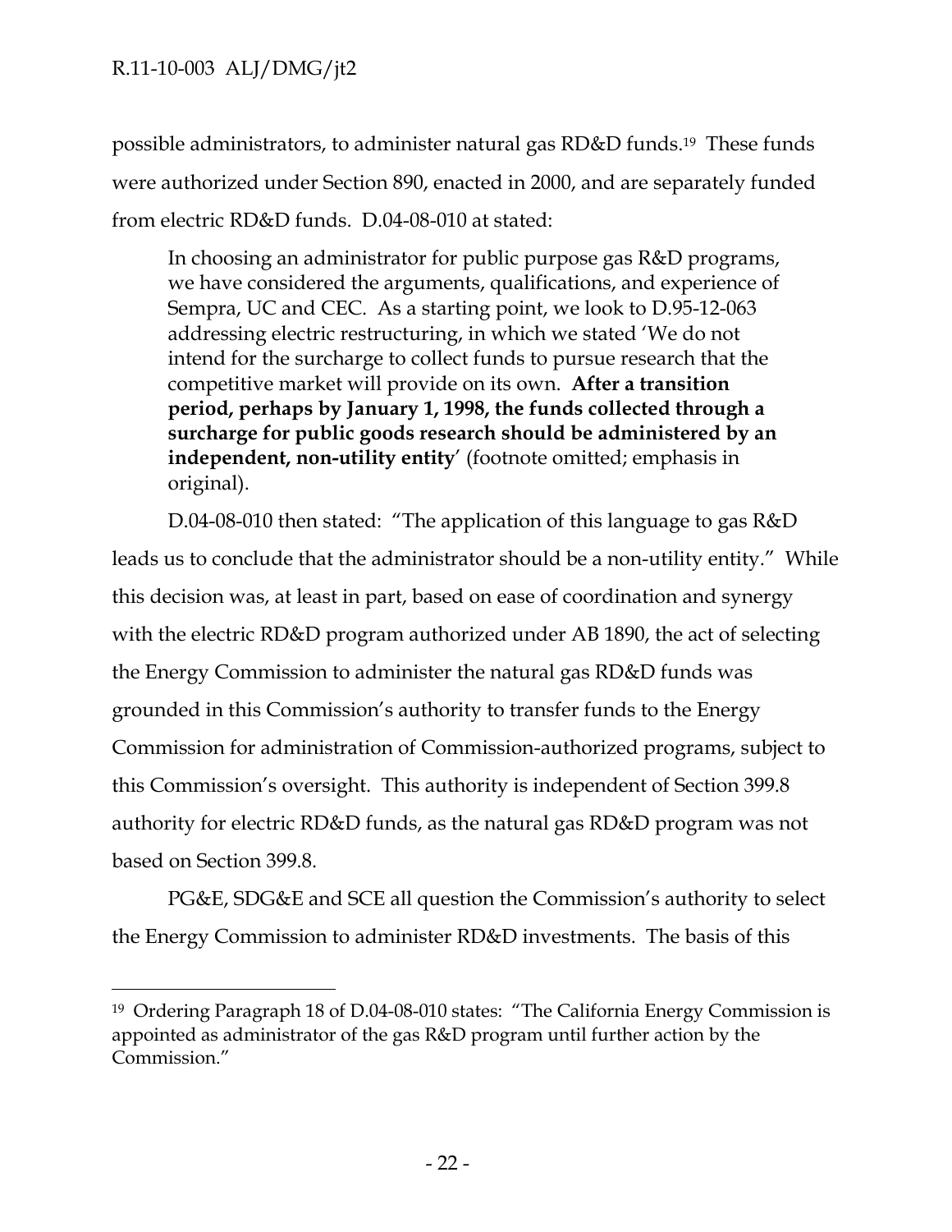possible administrators, to administer natural gas RD&D funds.[19] These funds were authorized under Section 890, enacted in 2000, and are separately funded from electric RD&D funds. D.04-08-010 at stated:

> In choosing an administrator for public purpose gas R&D programs, we have considered the arguments, qualifications, and experience of Sempra, UC and CEC. As a starting point, we look to D.95-12-063 addressing electric restructuring, in which we stated 'We do not intend for the surcharge to collect funds to pursue research that the competitive market will provide on its own. **After a transition period, perhaps by January 1, 1998, the funds collected through a surcharge for public goods research should be administered by an independent, non-utility entity**' (footnote omitted; emphasis in original).

D.04-08-010 then stated: "The application of this language to gas R&D leads us to conclude that the administrator should be a non-utility entity." While this decision was, at least in part, based on ease of coordination and synergy with the electric RD&D program authorized under AB 1890, the act of selecting the Energy Commission to administer the natural gas RD&D funds was grounded in this Commission's authority to transfer funds to the Energy Commission for administration of Commission-authorized programs, subject to this Commission's oversight. This authority is independent of Section 399.8 authority for electric RD&D funds, as the natural gas RD&D program was not based on Section 399.8.

PG&E, SDG&E and SCE all question the Commission's authority to select the Energy Commission to administer RD&D investments. The basis of this

---

[19] Ordering Paragraph 18 of D.04-08-010 states: "The California Energy Commission is appointed as administrator of the gas R&D program until further action by the Commission."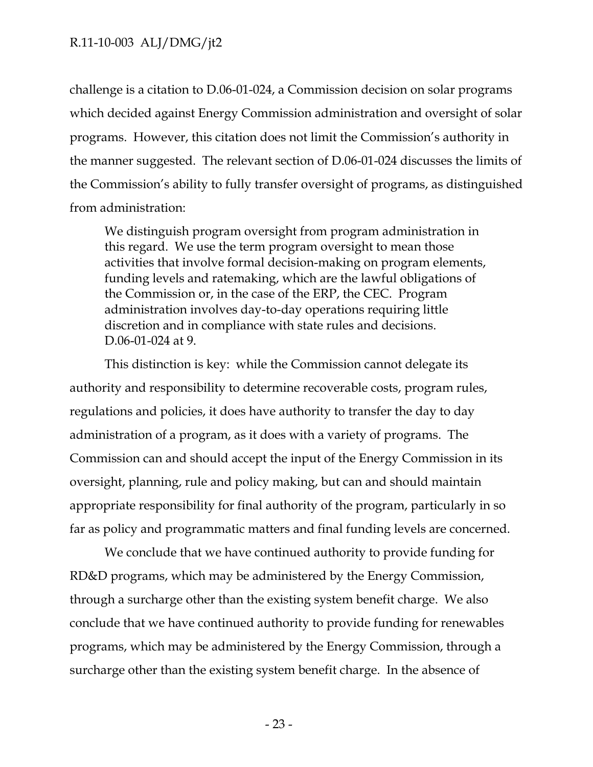challenge is a citation to D.06-01-024, a Commission decision on solar programs which decided against Energy Commission administration and oversight of solar programs. However, this citation does not limit the Commission's authority in the manner suggested. The relevant section of D.06-01-024 discusses the limits of the Commission's ability to fully transfer oversight of programs, as distinguished from administration:

> We distinguish program oversight from program administration in this regard. We use the term program oversight to mean those activities that involve formal decision-making on program elements, funding levels and ratemaking, which are the lawful obligations of the Commission or, in the case of the ERP, the CEC. Program administration involves day-to-day operations requiring little discretion and in compliance with state rules and decisions. D.06-01-024 at 9.

This distinction is key: while the Commission cannot delegate its authority and responsibility to determine recoverable costs, program rules, regulations and policies, it does have authority to transfer the day to day administration of a program, as it does with a variety of programs. The Commission can and should accept the input of the Energy Commission in its oversight, planning, rule and policy making, but can and should maintain appropriate responsibility for final authority of the program, particularly in so far as policy and programmatic matters and final funding levels are concerned.

We conclude that we have continued authority to provide funding for RD&D programs, which may be administered by the Energy Commission, through a surcharge other than the existing system benefit charge. We also conclude that we have continued authority to provide funding for renewables programs, which may be administered by the Energy Commission, through a surcharge other than the existing system benefit charge. In the absence of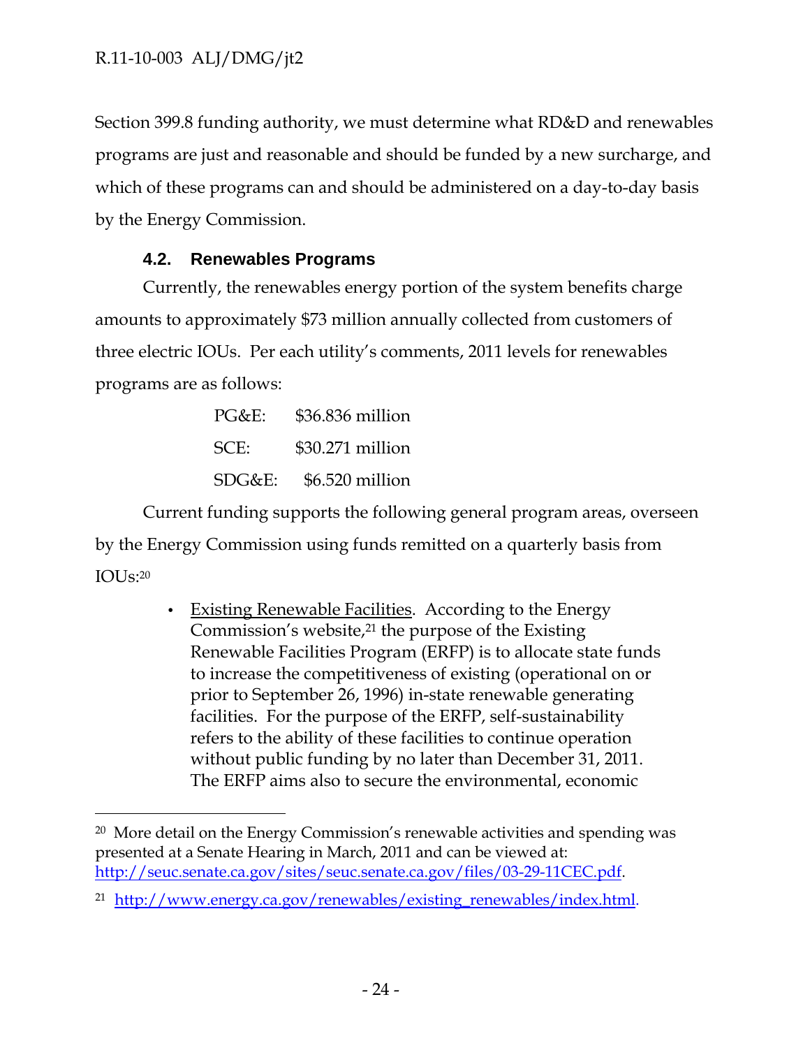Section 399.8 funding authority, we must determine what RD&D and renewables programs are just and reasonable and should be funded by a new surcharge, and which of these programs can and should be administered on a day-to-day basis by the Energy Commission.

### 4.2. Renewables Programs

Currently, the renewables energy portion of the system benefits charge amounts to approximately $73 million annually collected from customers of three electric IOUs. Per each utility's comments, 2011 levels for renewables programs are as follows:

| | |
|---|---|
| PG&E: | $36.836 million |
| SCE: | $30.271 million |
| SDG&E: | $6.520 million |

Current funding supports the following general program areas, overseen by the Energy Commission using funds remitted on a quarterly basis from IOUs:[20]

- Existing Renewable Facilities. According to the Energy Commission's website,[21] the purpose of the Existing Renewable Facilities Program (ERFP) is to allocate state funds to increase the competitiveness of existing (operational on or prior to September 26, 1996) in-state renewable generating facilities. For the purpose of the ERFP, self-sustainability refers to the ability of these facilities to continue operation without public funding by no later than December 31, 2011. The ERFP aims also to secure the environmental, economic

---

[20] More detail on the Energy Commission's renewable activities and spending was presented at a Senate Hearing in March, 2011 and can be viewed at: http://seuc.senate.ca.gov/sites/seuc.senate.ca.gov/files/03-29-11CEC.pdf.

[21] http://www.energy.ca.gov/renewables/existing_renewables/index.html.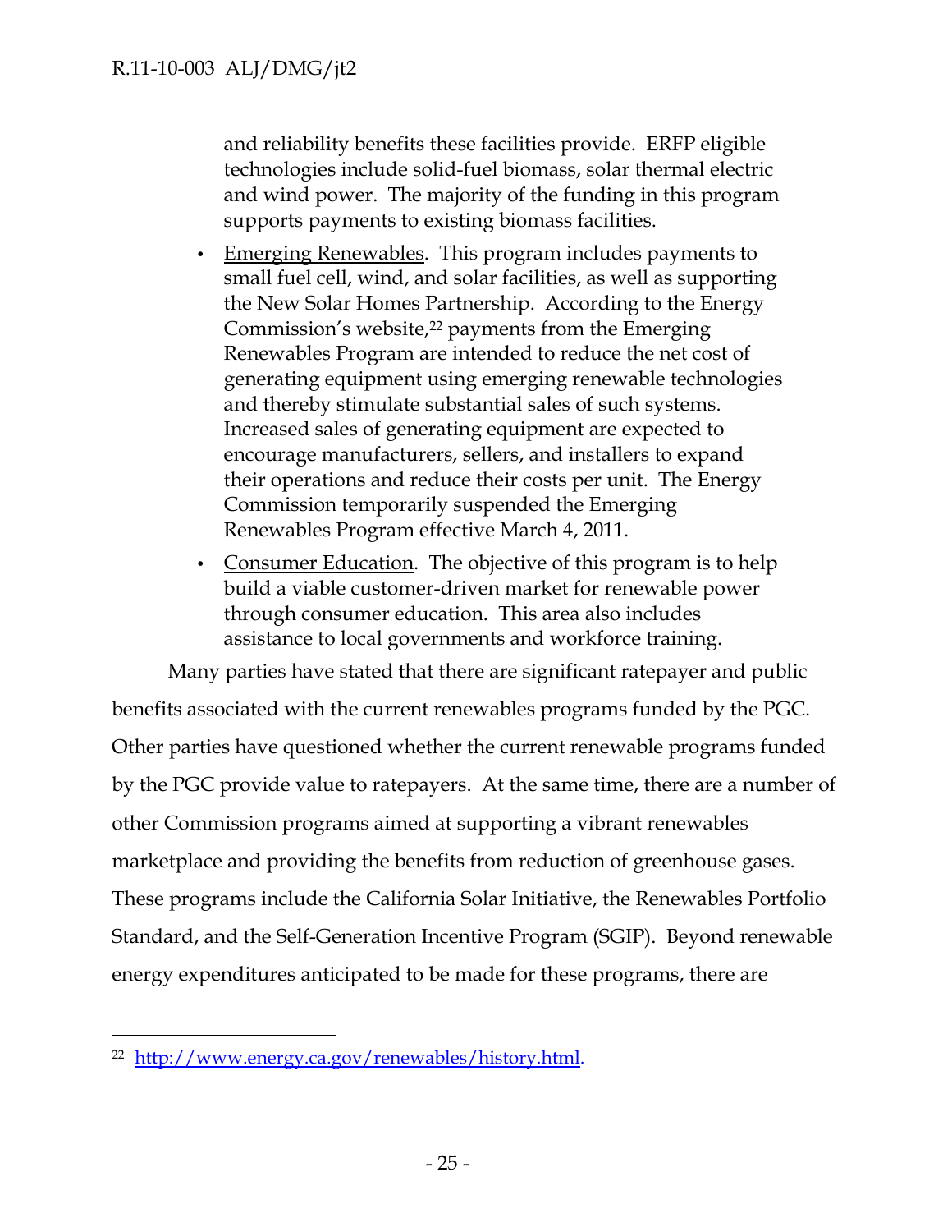and reliability benefits these facilities provide. ERFP eligible technologies include solid-fuel biomass, solar thermal electric and wind power. The majority of the funding in this program supports payments to existing biomass facilities.

- Emerging Renewables. This program includes payments to small fuel cell, wind, and solar facilities, as well as supporting the New Solar Homes Partnership. According to the Energy Commission's website,[22] payments from the Emerging Renewables Program are intended to reduce the net cost of generating equipment using emerging renewable technologies and thereby stimulate substantial sales of such systems. Increased sales of generating equipment are expected to encourage manufacturers, sellers, and installers to expand their operations and reduce their costs per unit. The Energy Commission temporarily suspended the Emerging Renewables Program effective March 4, 2011.
- Consumer Education. The objective of this program is to help build a viable customer-driven market for renewable power through consumer education. This area also includes assistance to local governments and workforce training.

Many parties have stated that there are significant ratepayer and public benefits associated with the current renewables programs funded by the PGC. Other parties have questioned whether the current renewable programs funded by the PGC provide value to ratepayers. At the same time, there are a number of other Commission programs aimed at supporting a vibrant renewables marketplace and providing the benefits from reduction of greenhouse gases. These programs include the California Solar Initiative, the Renewables Portfolio Standard, and the Self-Generation Incentive Program (SGIP). Beyond renewable energy expenditures anticipated to be made for these programs, there are

---

[22] http://www.energy.ca.gov/renewables/history.html.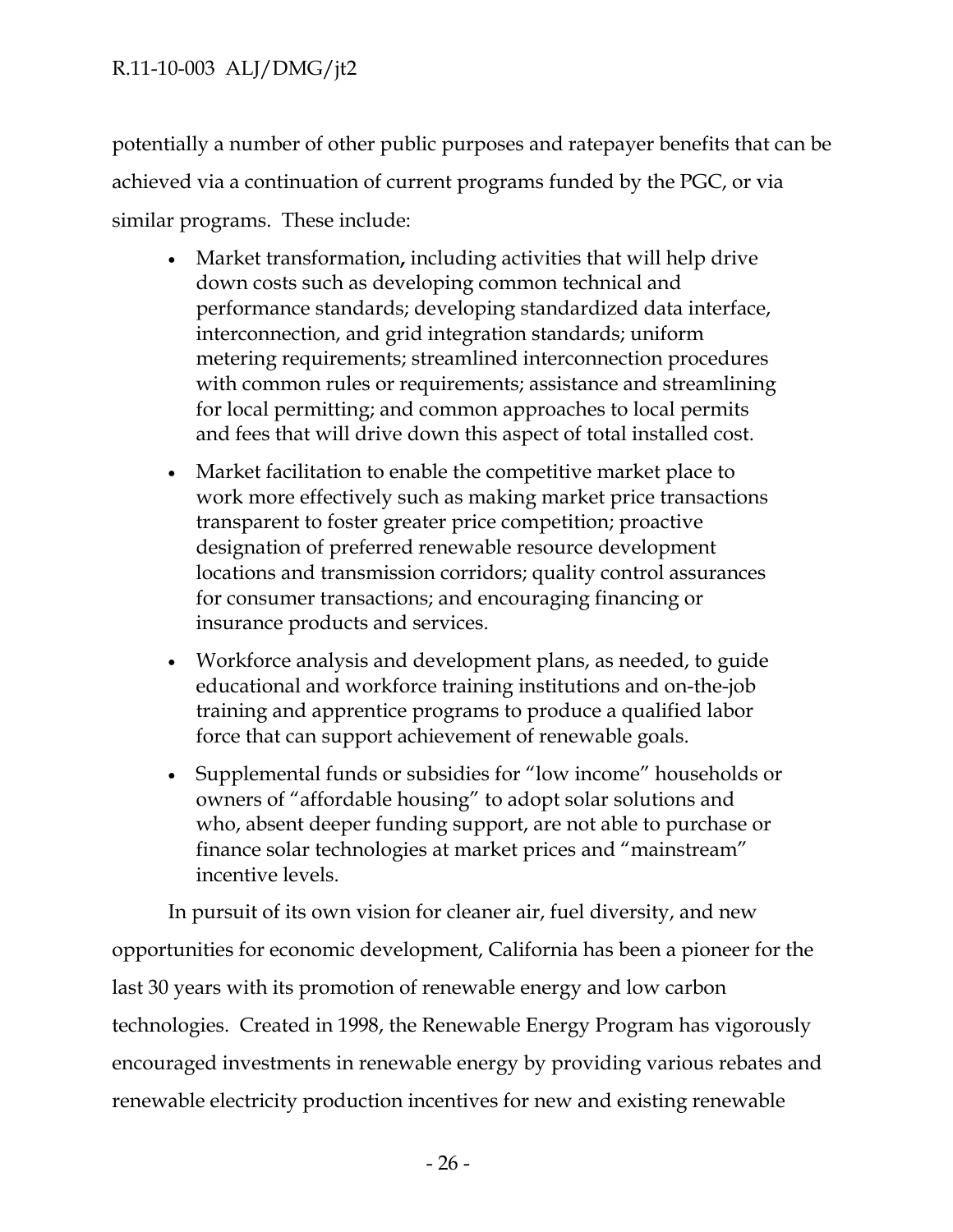potentially a number of other public purposes and ratepayer benefits that can be achieved via a continuation of current programs funded by the PGC, or via similar programs. These include:

- Market transformation, including activities that will help drive down costs such as developing common technical and performance standards; developing standardized data interface, interconnection, and grid integration standards; uniform metering requirements; streamlined interconnection procedures with common rules or requirements; assistance and streamlining for local permitting; and common approaches to local permits and fees that will drive down this aspect of total installed cost.
- Market facilitation to enable the competitive market place to work more effectively such as making market price transactions transparent to foster greater price competition; proactive designation of preferred renewable resource development locations and transmission corridors; quality control assurances for consumer transactions; and encouraging financing or insurance products and services.
- Workforce analysis and development plans, as needed, to guide educational and workforce training institutions and on-the-job training and apprentice programs to produce a qualified labor force that can support achievement of renewable goals.
- Supplemental funds or subsidies for "low income" households or owners of "affordable housing" to adopt solar solutions and who, absent deeper funding support, are not able to purchase or finance solar technologies at market prices and "mainstream" incentive levels.

In pursuit of its own vision for cleaner air, fuel diversity, and new opportunities for economic development, California has been a pioneer for the last 30 years with its promotion of renewable energy and low carbon technologies. Created in 1998, the Renewable Energy Program has vigorously encouraged investments in renewable energy by providing various rebates and renewable electricity production incentives for new and existing renewable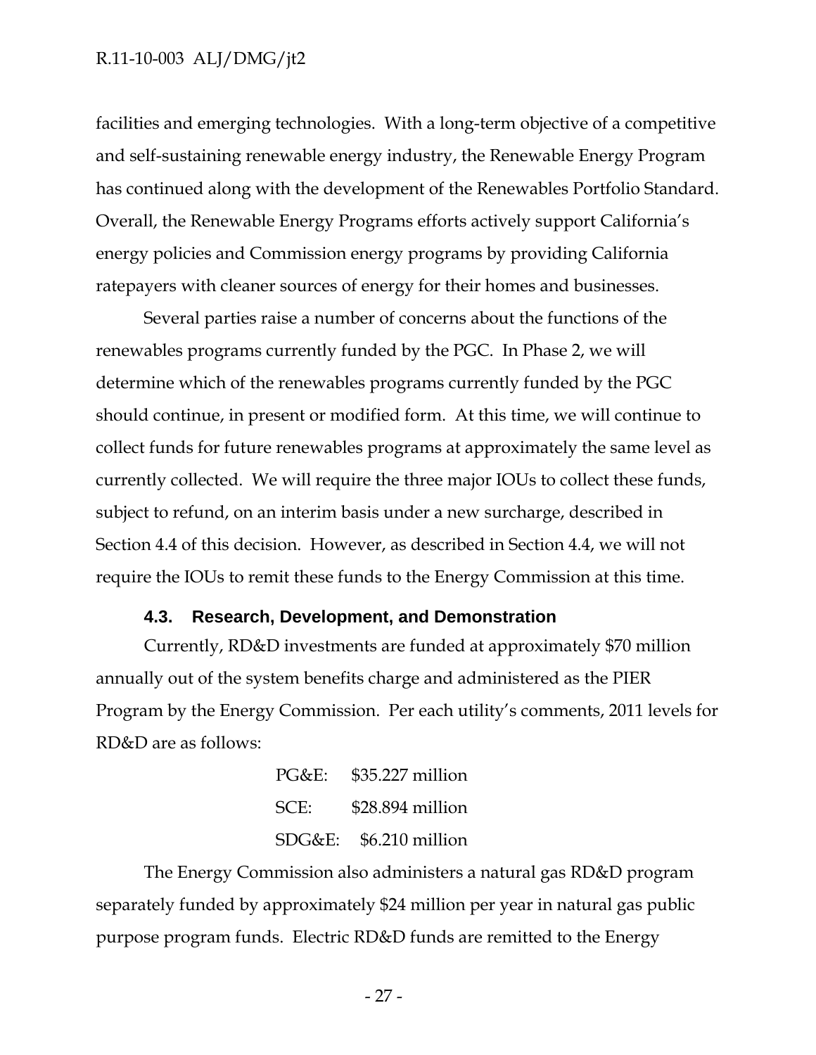facilities and emerging technologies. With a long-term objective of a competitive and self-sustaining renewable energy industry, the Renewable Energy Program has continued along with the development of the Renewables Portfolio Standard. Overall, the Renewable Energy Programs efforts actively support California's energy policies and Commission energy programs by providing California ratepayers with cleaner sources of energy for their homes and businesses.

Several parties raise a number of concerns about the functions of the renewables programs currently funded by the PGC. In Phase 2, we will determine which of the renewables programs currently funded by the PGC should continue, in present or modified form. At this time, we will continue to collect funds for future renewables programs at approximately the same level as currently collected. We will require the three major IOUs to collect these funds, subject to refund, on an interim basis under a new surcharge, described in Section 4.4 of this decision. However, as described in Section 4.4, we will not require the IOUs to remit these funds to the Energy Commission at this time.

### 4.3. Research, Development, and Demonstration

Currently, RD&D investments are funded at approximately $70 million annually out of the system benefits charge and administered as the PIER Program by the Energy Commission. Per each utility's comments, 2011 levels for RD&D are as follows:

| | |
|---|---|
| PG&E: | $35.227 million |
| SCE: | $28.894 million |
| SDG&E: | $6.210 million |

The Energy Commission also administers a natural gas RD&D program separately funded by approximately $24 million per year in natural gas public purpose program funds. Electric RD&D funds are remitted to the Energy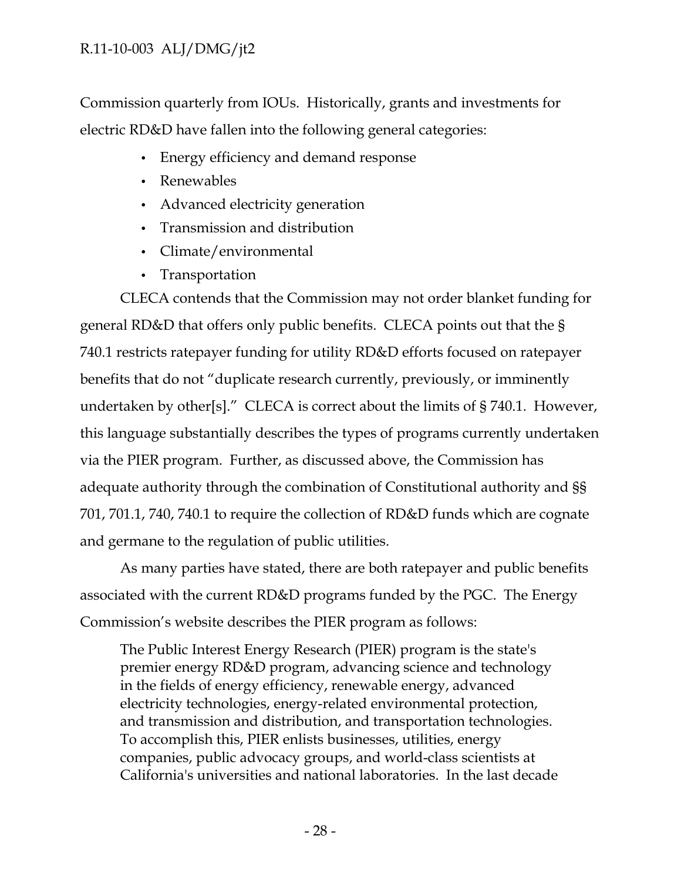Commission quarterly from IOUs. Historically, grants and investments for electric RD&D have fallen into the following general categories:

- Energy efficiency and demand response
- Renewables
- Advanced electricity generation
- Transmission and distribution
- Climate/environmental
- Transportation

CLECA contends that the Commission may not order blanket funding for general RD&D that offers only public benefits. CLECA points out that the § 740.1 restricts ratepayer funding for utility RD&D efforts focused on ratepayer benefits that do not "duplicate research currently, previously, or imminently undertaken by other[s]." CLECA is correct about the limits of § 740.1. However, this language substantially describes the types of programs currently undertaken via the PIER program. Further, as discussed above, the Commission has adequate authority through the combination of Constitutional authority and §§ 701, 701.1, 740, 740.1 to require the collection of RD&D funds which are cognate and germane to the regulation of public utilities.

As many parties have stated, there are both ratepayer and public benefits associated with the current RD&D programs funded by the PGC. The Energy Commission's website describes the PIER program as follows:

> The Public Interest Energy Research (PIER) program is the state's premier energy RD&D program, advancing science and technology in the fields of energy efficiency, renewable energy, advanced electricity technologies, energy-related environmental protection, and transmission and distribution, and transportation technologies. To accomplish this, PIER enlists businesses, utilities, energy companies, public advocacy groups, and world-class scientists at California's universities and national laboratories. In the last decade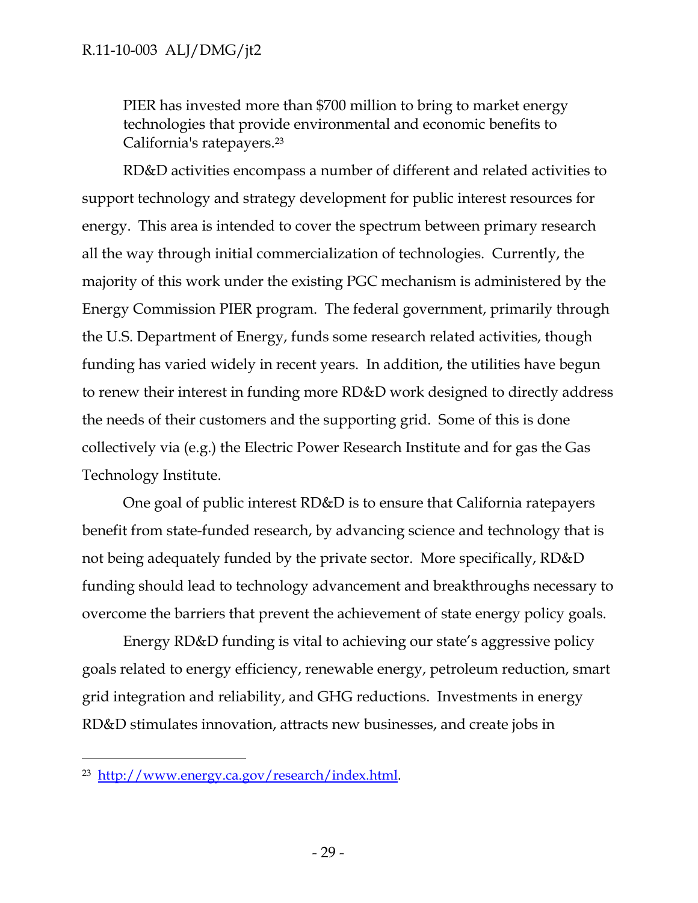> PIER has invested more than $700 million to bring to market energy technologies that provide environmental and economic benefits to California's ratepayers.[23]

RD&D activities encompass a number of different and related activities to support technology and strategy development for public interest resources for energy. This area is intended to cover the spectrum between primary research all the way through initial commercialization of technologies. Currently, the majority of this work under the existing PGC mechanism is administered by the Energy Commission PIER program. The federal government, primarily through the U.S. Department of Energy, funds some research related activities, though funding has varied widely in recent years. In addition, the utilities have begun to renew their interest in funding more RD&D work designed to directly address the needs of their customers and the supporting grid. Some of this is done collectively via (e.g.) the Electric Power Research Institute and for gas the Gas Technology Institute.

One goal of public interest RD&D is to ensure that California ratepayers benefit from state-funded research, by advancing science and technology that is not being adequately funded by the private sector. More specifically, RD&D funding should lead to technology advancement and breakthroughs necessary to overcome the barriers that prevent the achievement of state energy policy goals.

Energy RD&D funding is vital to achieving our state's aggressive policy goals related to energy efficiency, renewable energy, petroleum reduction, smart grid integration and reliability, and GHG reductions. Investments in energy RD&D stimulates innovation, attracts new businesses, and create jobs in

---

[23] http://www.energy.ca.gov/research/index.html.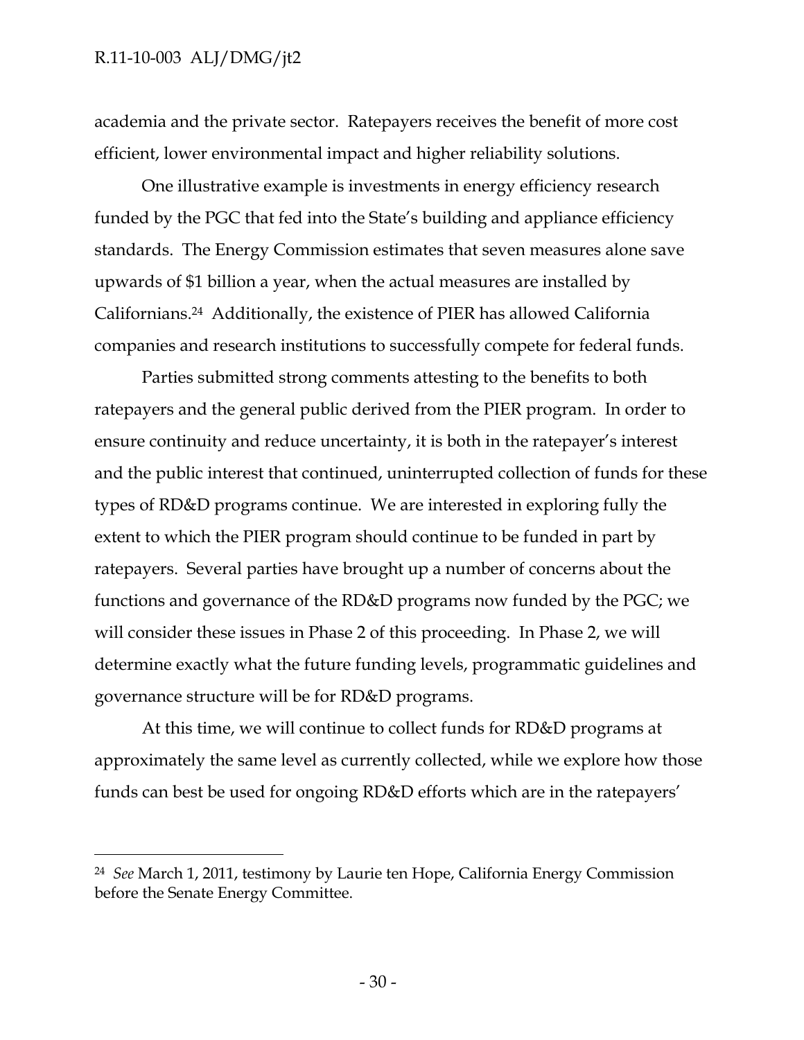academia and the private sector. Ratepayers receives the benefit of more cost efficient, lower environmental impact and higher reliability solutions.

One illustrative example is investments in energy efficiency research funded by the PGC that fed into the State's building and appliance efficiency standards. The Energy Commission estimates that seven measures alone save upwards of $1 billion a year, when the actual measures are installed by Californians.[24] Additionally, the existence of PIER has allowed California companies and research institutions to successfully compete for federal funds.

Parties submitted strong comments attesting to the benefits to both ratepayers and the general public derived from the PIER program. In order to ensure continuity and reduce uncertainty, it is both in the ratepayer's interest and the public interest that continued, uninterrupted collection of funds for these types of RD&D programs continue. We are interested in exploring fully the extent to which the PIER program should continue to be funded in part by ratepayers. Several parties have brought up a number of concerns about the functions and governance of the RD&D programs now funded by the PGC; we will consider these issues in Phase 2 of this proceeding. In Phase 2, we will determine exactly what the future funding levels, programmatic guidelines and governance structure will be for RD&D programs.

At this time, we will continue to collect funds for RD&D programs at approximately the same level as currently collected, while we explore how those funds can best be used for ongoing RD&D efforts which are in the ratepayers'

---

[24] *See* March 1, 2011, testimony by Laurie ten Hope, California Energy Commission before the Senate Energy Committee.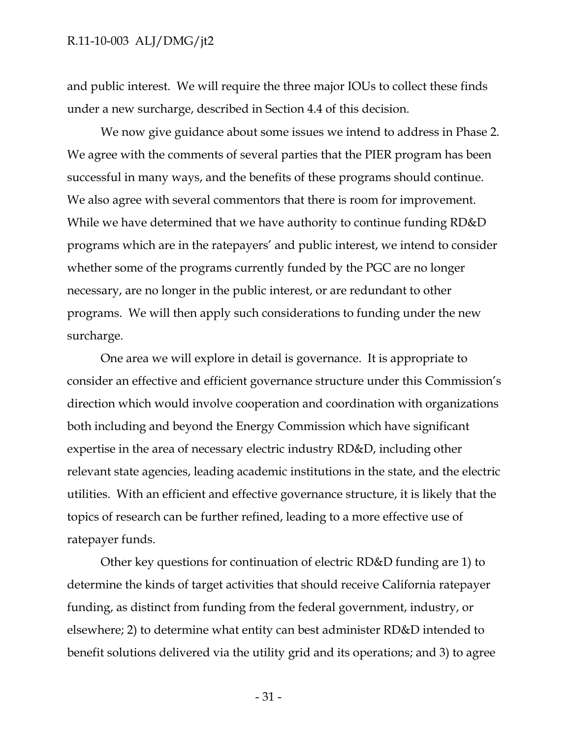and public interest. We will require the three major IOUs to collect these finds under a new surcharge, described in Section 4.4 of this decision.

We now give guidance about some issues we intend to address in Phase 2. We agree with the comments of several parties that the PIER program has been successful in many ways, and the benefits of these programs should continue. We also agree with several commentors that there is room for improvement. While we have determined that we have authority to continue funding RD&D programs which are in the ratepayers' and public interest, we intend to consider whether some of the programs currently funded by the PGC are no longer necessary, are no longer in the public interest, or are redundant to other programs. We will then apply such considerations to funding under the new surcharge.

One area we will explore in detail is governance. It is appropriate to consider an effective and efficient governance structure under this Commission's direction which would involve cooperation and coordination with organizations both including and beyond the Energy Commission which have significant expertise in the area of necessary electric industry RD&D, including other relevant state agencies, leading academic institutions in the state, and the electric utilities. With an efficient and effective governance structure, it is likely that the topics of research can be further refined, leading to a more effective use of ratepayer funds.

Other key questions for continuation of electric RD&D funding are 1) to determine the kinds of target activities that should receive California ratepayer funding, as distinct from funding from the federal government, industry, or elsewhere; 2) to determine what entity can best administer RD&D intended to benefit solutions delivered via the utility grid and its operations; and 3) to agree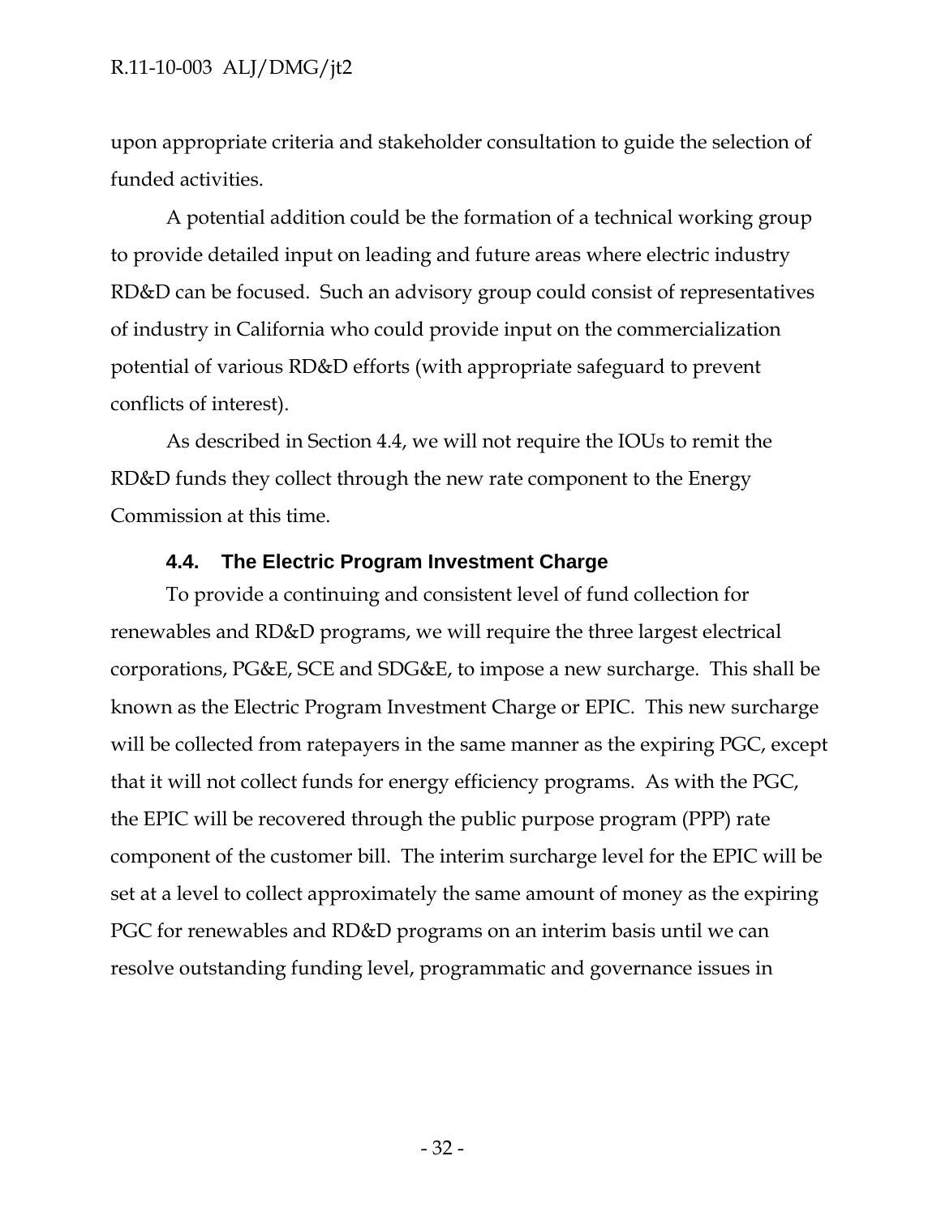upon appropriate criteria and stakeholder consultation to guide the selection of funded activities.

A potential addition could be the formation of a technical working group to provide detailed input on leading and future areas where electric industry RD&D can be focused. Such an advisory group could consist of representatives of industry in California who could provide input on the commercialization potential of various RD&D efforts (with appropriate safeguard to prevent conflicts of interest).

As described in Section 4.4, we will not require the IOUs to remit the RD&D funds they collect through the new rate component to the Energy Commission at this time.

### 4.4. The Electric Program Investment Charge

To provide a continuing and consistent level of fund collection for renewables and RD&D programs, we will require the three largest electrical corporations, PG&E, SCE and SDG&E, to impose a new surcharge. This shall be known as the Electric Program Investment Charge or EPIC. This new surcharge will be collected from ratepayers in the same manner as the expiring PGC, except that it will not collect funds for energy efficiency programs. As with the PGC, the EPIC will be recovered through the public purpose program (PPP) rate component of the customer bill. The interim surcharge level for the EPIC will be set at a level to collect approximately the same amount of money as the expiring PGC for renewables and RD&D programs on an interim basis until we can resolve outstanding funding level, programmatic and governance issues in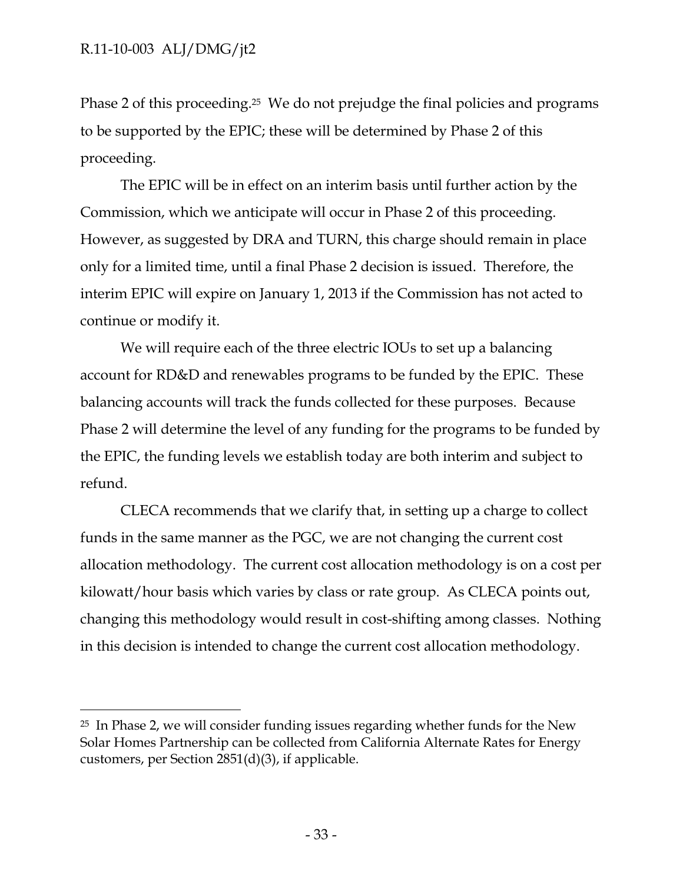Phase 2 of this proceeding.[25] We do not prejudge the final policies and programs to be supported by the EPIC; these will be determined by Phase 2 of this proceeding.

The EPIC will be in effect on an interim basis until further action by the Commission, which we anticipate will occur in Phase 2 of this proceeding. However, as suggested by DRA and TURN, this charge should remain in place only for a limited time, until a final Phase 2 decision is issued. Therefore, the interim EPIC will expire on January 1, 2013 if the Commission has not acted to continue or modify it.

We will require each of the three electric IOUs to set up a balancing account for RD&D and renewables programs to be funded by the EPIC. These balancing accounts will track the funds collected for these purposes. Because Phase 2 will determine the level of any funding for the programs to be funded by the EPIC, the funding levels we establish today are both interim and subject to refund.

CLECA recommends that we clarify that, in setting up a charge to collect funds in the same manner as the PGC, we are not changing the current cost allocation methodology. The current cost allocation methodology is on a cost per kilowatt/hour basis which varies by class or rate group. As CLECA points out, changing this methodology would result in cost-shifting among classes. Nothing in this decision is intended to change the current cost allocation methodology.

---

[25] In Phase 2, we will consider funding issues regarding whether funds for the New Solar Homes Partnership can be collected from California Alternate Rates for Energy customers, per Section 2851(d)(3), if applicable.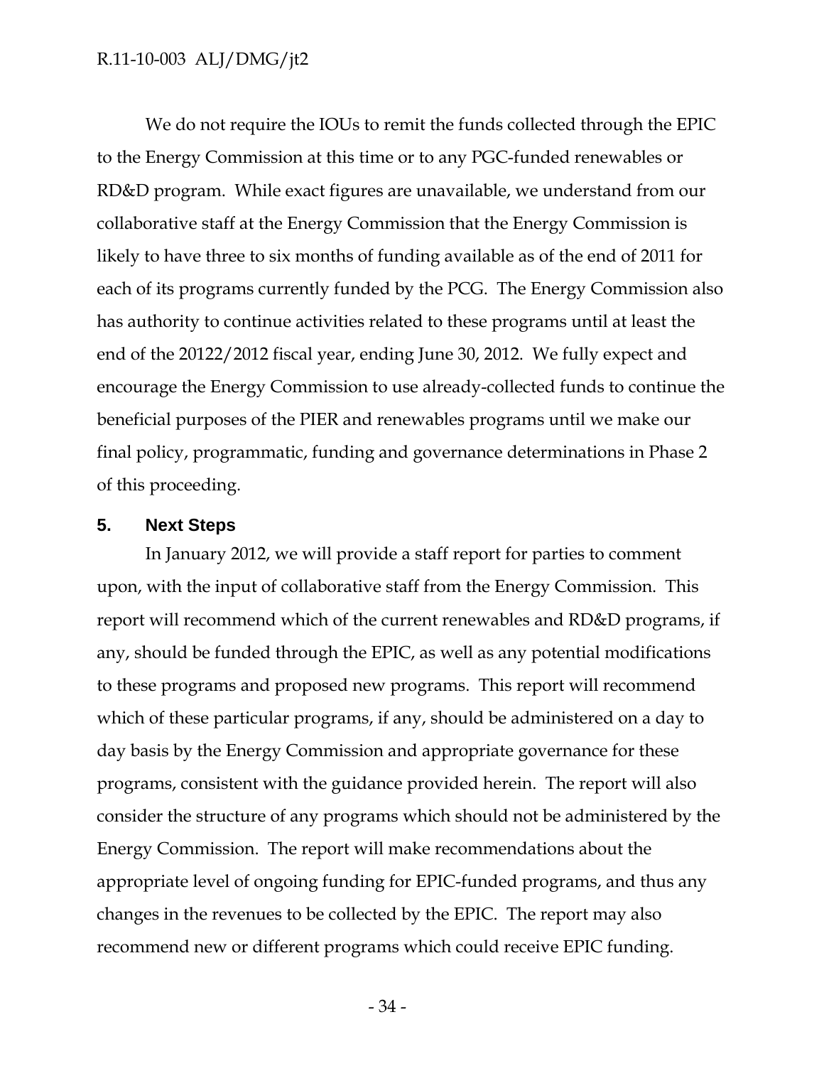We do not require the IOUs to remit the funds collected through the EPIC to the Energy Commission at this time or to any PGC-funded renewables or RD&D program. While exact figures are unavailable, we understand from our collaborative staff at the Energy Commission that the Energy Commission is likely to have three to six months of funding available as of the end of 2011 for each of its programs currently funded by the PCG. The Energy Commission also has authority to continue activities related to these programs until at least the end of the 20122/2012 fiscal year, ending June 30, 2012. We fully expect and encourage the Energy Commission to use already-collected funds to continue the beneficial purposes of the PIER and renewables programs until we make our final policy, programmatic, funding and governance determinations in Phase 2 of this proceeding.

## 5. Next Steps

In January 2012, we will provide a staff report for parties to comment upon, with the input of collaborative staff from the Energy Commission. This report will recommend which of the current renewables and RD&D programs, if any, should be funded through the EPIC, as well as any potential modifications to these programs and proposed new programs. This report will recommend which of these particular programs, if any, should be administered on a day to day basis by the Energy Commission and appropriate governance for these programs, consistent with the guidance provided herein. The report will also consider the structure of any programs which should not be administered by the Energy Commission. The report will make recommendations about the appropriate level of ongoing funding for EPIC-funded programs, and thus any changes in the revenues to be collected by the EPIC. The report may also recommend new or different programs which could receive EPIC funding.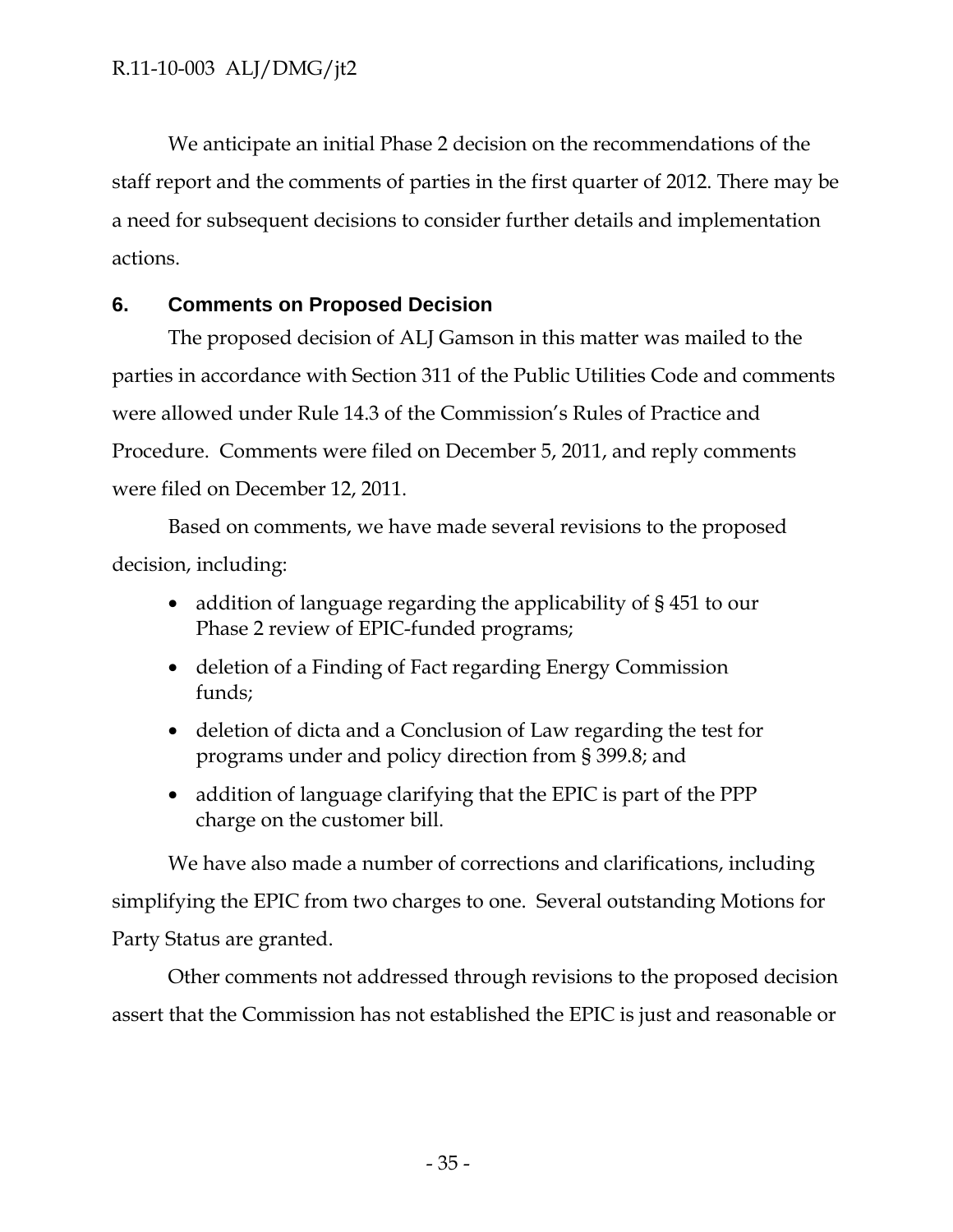We anticipate an initial Phase 2 decision on the recommendations of the staff report and the comments of parties in the first quarter of 2012. There may be a need for subsequent decisions to consider further details and implementation actions.

## 6. Comments on Proposed Decision

The proposed decision of ALJ Gamson in this matter was mailed to the parties in accordance with Section 311 of the Public Utilities Code and comments were allowed under Rule 14.3 of the Commission's Rules of Practice and Procedure. Comments were filed on December 5, 2011, and reply comments were filed on December 12, 2011.

Based on comments, we have made several revisions to the proposed decision, including:

- addition of language regarding the applicability of § 451 to our Phase 2 review of EPIC-funded programs;
- deletion of a Finding of Fact regarding Energy Commission funds;
- deletion of dicta and a Conclusion of Law regarding the test for programs under and policy direction from § 399.8; and
- addition of language clarifying that the EPIC is part of the PPP charge on the customer bill.

We have also made a number of corrections and clarifications, including simplifying the EPIC from two charges to one. Several outstanding Motions for Party Status are granted.

Other comments not addressed through revisions to the proposed decision assert that the Commission has not established the EPIC is just and reasonable or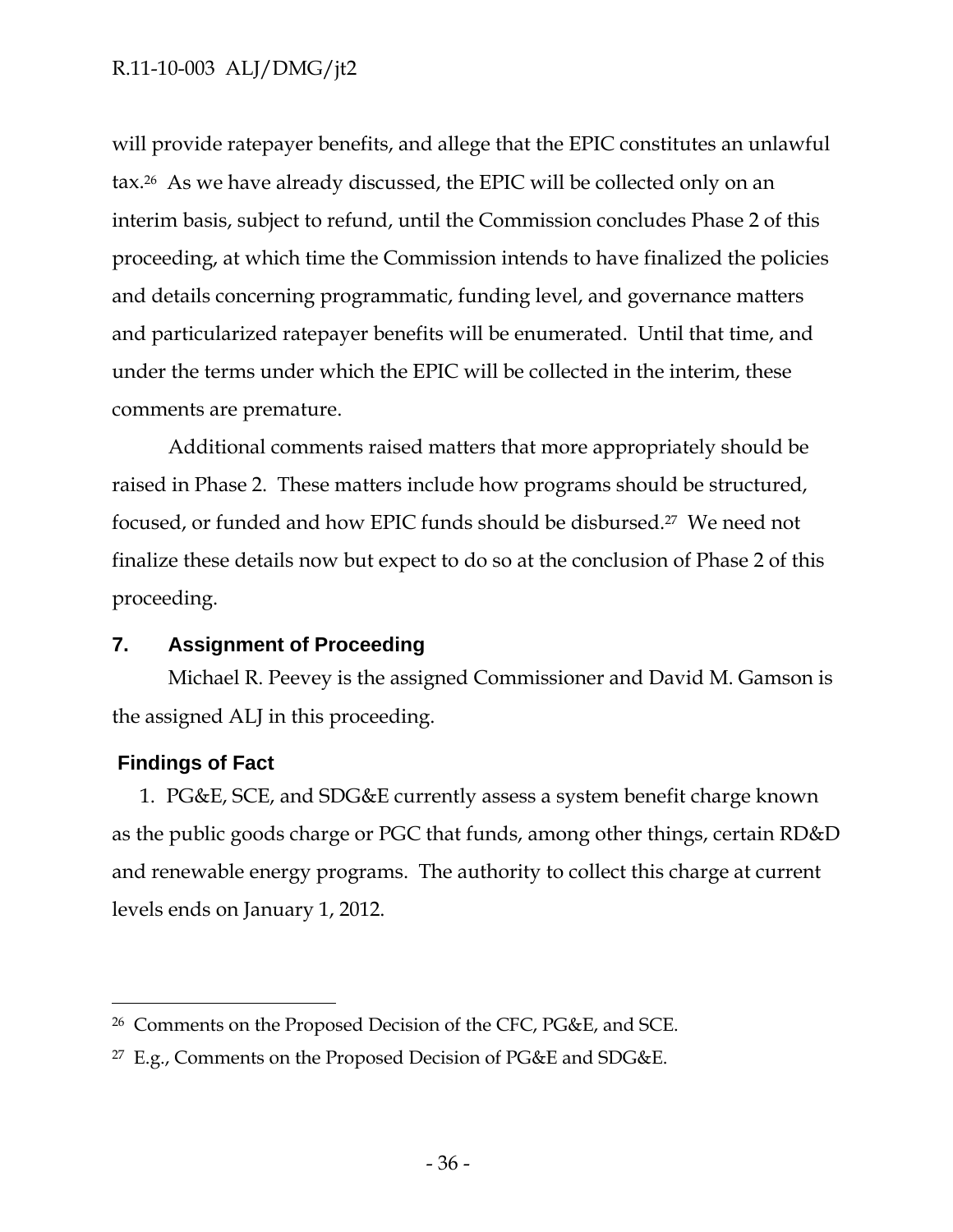will provide ratepayer benefits, and allege that the EPIC constitutes an unlawful tax.[26] As we have already discussed, the EPIC will be collected only on an interim basis, subject to refund, until the Commission concludes Phase 2 of this proceeding, at which time the Commission intends to have finalized the policies and details concerning programmatic, funding level, and governance matters and particularized ratepayer benefits will be enumerated. Until that time, and under the terms under which the EPIC will be collected in the interim, these comments are premature.

Additional comments raised matters that more appropriately should be raised in Phase 2. These matters include how programs should be structured, focused, or funded and how EPIC funds should be disbursed.[27] We need not finalize these details now but expect to do so at the conclusion of Phase 2 of this proceeding.

## 7. Assignment of Proceeding

Michael R. Peevey is the assigned Commissioner and David M. Gamson is the assigned ALJ in this proceeding.

## Findings of Fact

1. PG&E, SCE, and SDG&E currently assess a system benefit charge known as the public goods charge or PGC that funds, among other things, certain RD&D and renewable energy programs. The authority to collect this charge at current levels ends on January 1, 2012.

---

[26] Comments on the Proposed Decision of the CFC, PG&E, and SCE.

[27] E.g., Comments on the Proposed Decision of PG&E and SDG&E.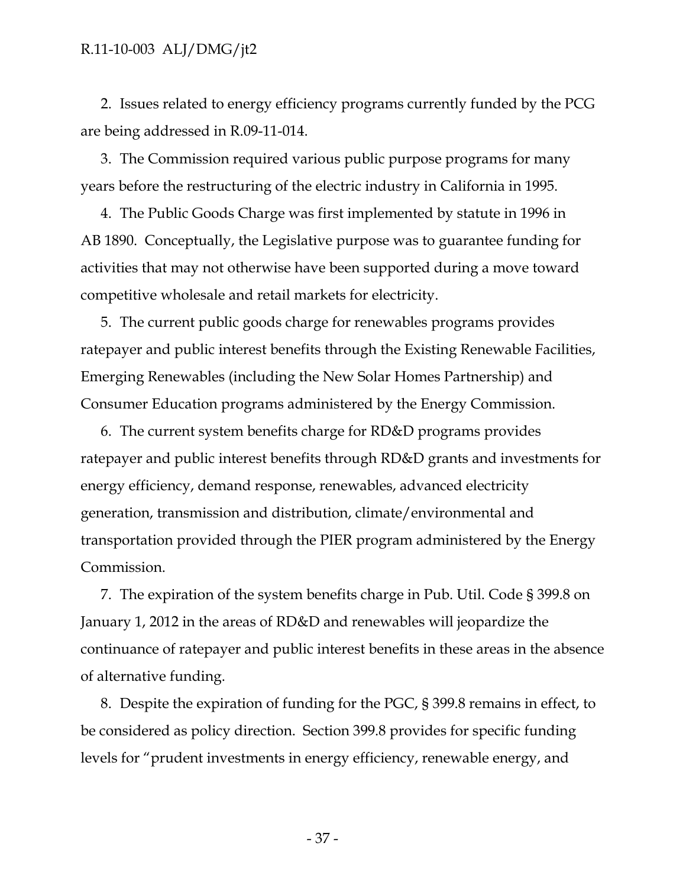2. Issues related to energy efficiency programs currently funded by the PCG are being addressed in R.09-11-014.

3. The Commission required various public purpose programs for many years before the restructuring of the electric industry in California in 1995.

4. The Public Goods Charge was first implemented by statute in 1996 in AB 1890. Conceptually, the Legislative purpose was to guarantee funding for activities that may not otherwise have been supported during a move toward competitive wholesale and retail markets for electricity.

5. The current public goods charge for renewables programs provides ratepayer and public interest benefits through the Existing Renewable Facilities, Emerging Renewables (including the New Solar Homes Partnership) and Consumer Education programs administered by the Energy Commission.

6. The current system benefits charge for RD&D programs provides ratepayer and public interest benefits through RD&D grants and investments for energy efficiency, demand response, renewables, advanced electricity generation, transmission and distribution, climate/environmental and transportation provided through the PIER program administered by the Energy Commission.

7. The expiration of the system benefits charge in Pub. Util. Code § 399.8 on January 1, 2012 in the areas of RD&D and renewables will jeopardize the continuance of ratepayer and public interest benefits in these areas in the absence of alternative funding.

8. Despite the expiration of funding for the PGC, § 399.8 remains in effect, to be considered as policy direction. Section 399.8 provides for specific funding levels for "prudent investments in energy efficiency, renewable energy, and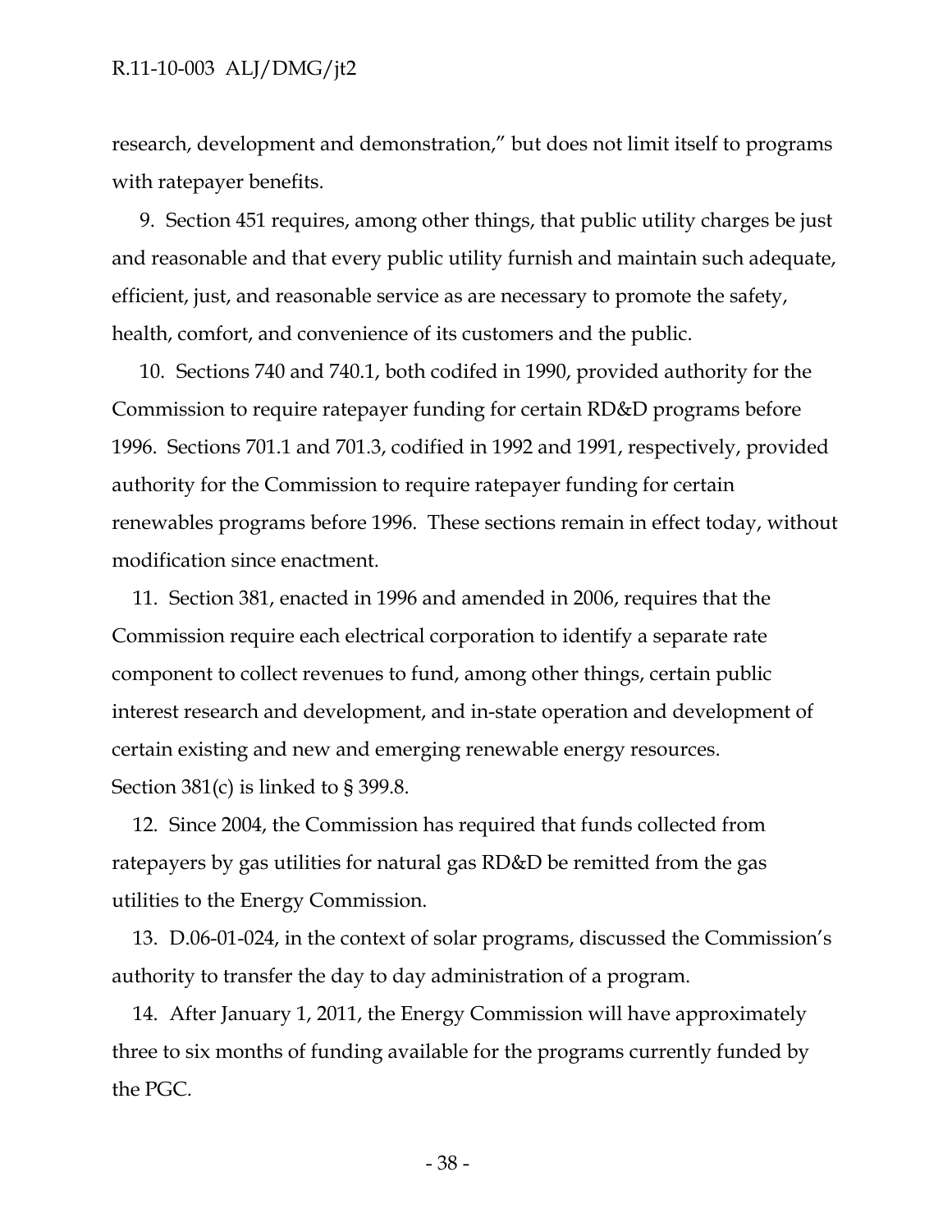research, development and demonstration," but does not limit itself to programs with ratepayer benefits.

9. Section 451 requires, among other things, that public utility charges be just and reasonable and that every public utility furnish and maintain such adequate, efficient, just, and reasonable service as are necessary to promote the safety, health, comfort, and convenience of its customers and the public.

10. Sections 740 and 740.1, both codifed in 1990, provided authority for the Commission to require ratepayer funding for certain RD&D programs before 1996. Sections 701.1 and 701.3, codified in 1992 and 1991, respectively, provided authority for the Commission to require ratepayer funding for certain renewables programs before 1996. These sections remain in effect today, without modification since enactment.

11. Section 381, enacted in 1996 and amended in 2006, requires that the Commission require each electrical corporation to identify a separate rate component to collect revenues to fund, among other things, certain public interest research and development, and in-state operation and development of certain existing and new and emerging renewable energy resources. Section 381(c) is linked to § 399.8.

12. Since 2004, the Commission has required that funds collected from ratepayers by gas utilities for natural gas RD&D be remitted from the gas utilities to the Energy Commission.

13. D.06-01-024, in the context of solar programs, discussed the Commission's authority to transfer the day to day administration of a program.

14. After January 1, 2011, the Energy Commission will have approximately three to six months of funding available for the programs currently funded by the PGC.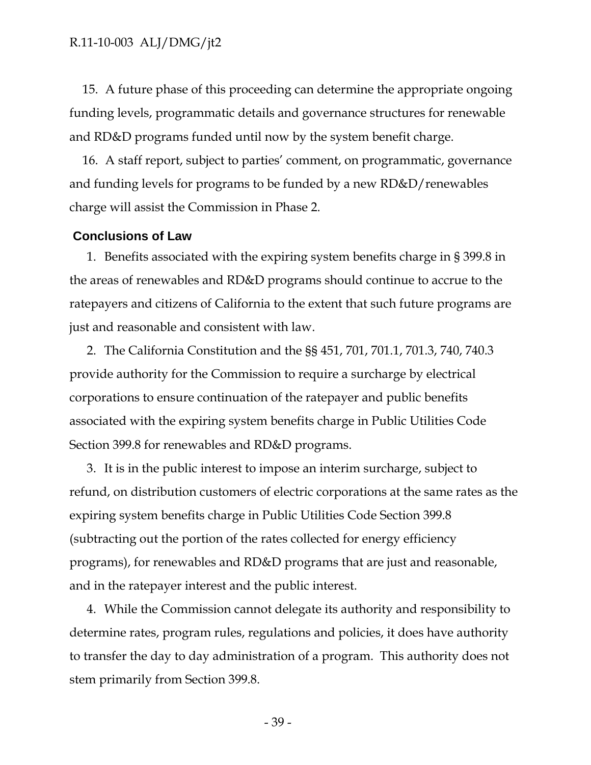15. A future phase of this proceeding can determine the appropriate ongoing funding levels, programmatic details and governance structures for renewable and RD&D programs funded until now by the system benefit charge.

16. A staff report, subject to parties' comment, on programmatic, governance and funding levels for programs to be funded by a new RD&D/renewables charge will assist the Commission in Phase 2.

## Conclusions of Law

1. Benefits associated with the expiring system benefits charge in § 399.8 in the areas of renewables and RD&D programs should continue to accrue to the ratepayers and citizens of California to the extent that such future programs are just and reasonable and consistent with law.

2. The California Constitution and the §§ 451, 701, 701.1, 701.3, 740, 740.3 provide authority for the Commission to require a surcharge by electrical corporations to ensure continuation of the ratepayer and public benefits associated with the expiring system benefits charge in Public Utilities Code Section 399.8 for renewables and RD&D programs.

3. It is in the public interest to impose an interim surcharge, subject to refund, on distribution customers of electric corporations at the same rates as the expiring system benefits charge in Public Utilities Code Section 399.8 (subtracting out the portion of the rates collected for energy efficiency programs), for renewables and RD&D programs that are just and reasonable, and in the ratepayer interest and the public interest.

4. While the Commission cannot delegate its authority and responsibility to determine rates, program rules, regulations and policies, it does have authority to transfer the day to day administration of a program. This authority does not stem primarily from Section 399.8.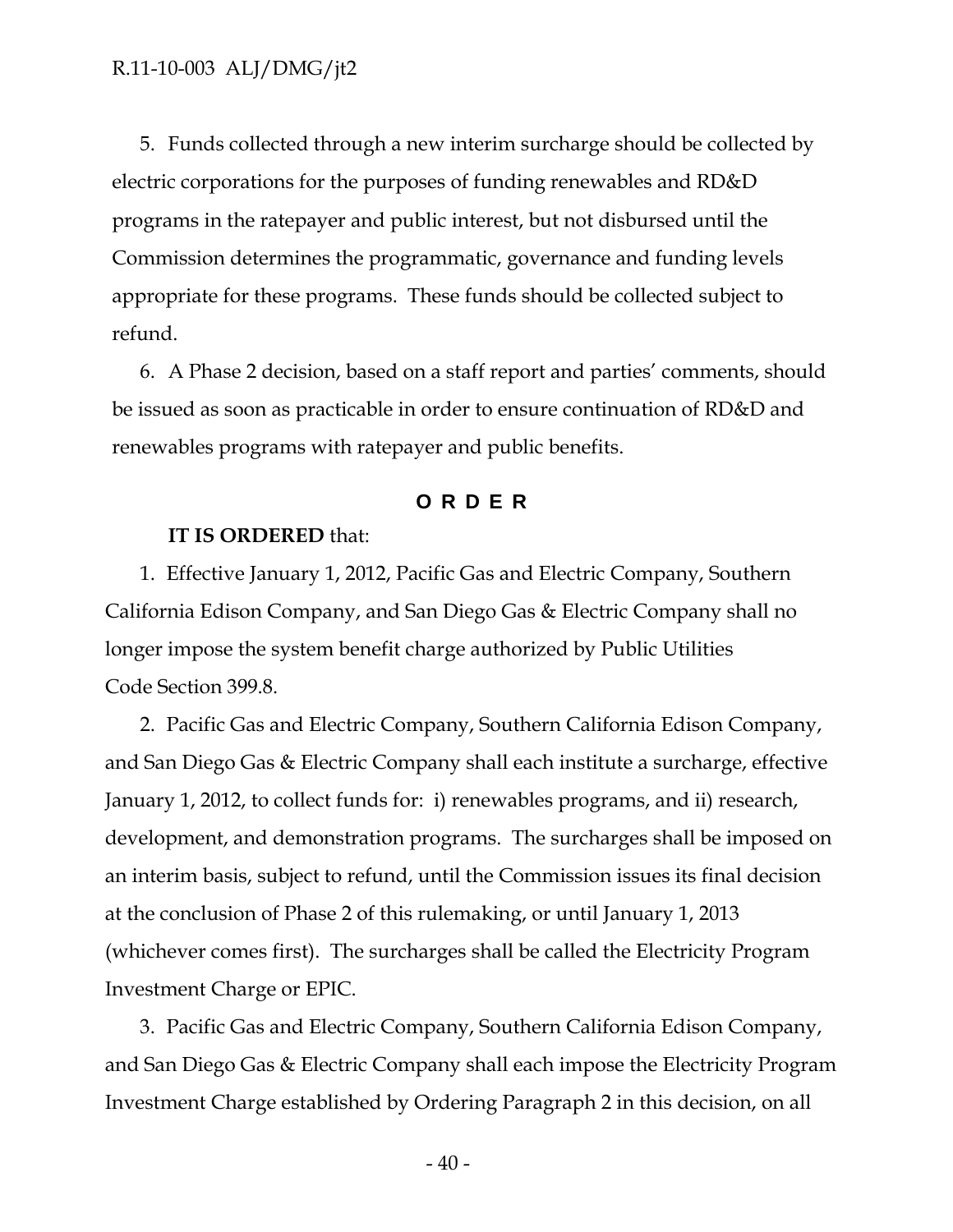5. Funds collected through a new interim surcharge should be collected by electric corporations for the purposes of funding renewables and RD&D programs in the ratepayer and public interest, but not disbursed until the Commission determines the programmatic, governance and funding levels appropriate for these programs. These funds should be collected subject to refund.

6. A Phase 2 decision, based on a staff report and parties' comments, should be issued as soon as practicable in order to ensure continuation of RD&D and renewables programs with ratepayer and public benefits.

## O R D E R

**IT IS ORDERED** that:

1. Effective January 1, 2012, Pacific Gas and Electric Company, Southern California Edison Company, and San Diego Gas & Electric Company shall no longer impose the system benefit charge authorized by Public Utilities Code Section 399.8.

2. Pacific Gas and Electric Company, Southern California Edison Company, and San Diego Gas & Electric Company shall each institute a surcharge, effective January 1, 2012, to collect funds for: i) renewables programs, and ii) research, development, and demonstration programs. The surcharges shall be imposed on an interim basis, subject to refund, until the Commission issues its final decision at the conclusion of Phase 2 of this rulemaking, or until January 1, 2013 (whichever comes first). The surcharges shall be called the Electricity Program Investment Charge or EPIC.

3. Pacific Gas and Electric Company, Southern California Edison Company, and San Diego Gas & Electric Company shall each impose the Electricity Program Investment Charge established by Ordering Paragraph 2 in this decision, on all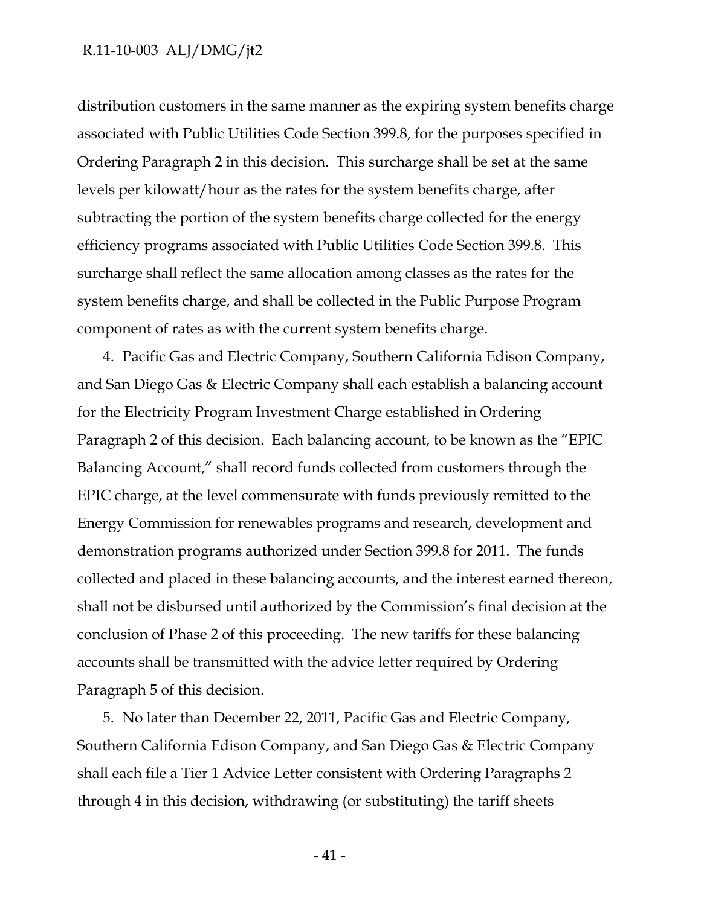distribution customers in the same manner as the expiring system benefits charge associated with Public Utilities Code Section 399.8, for the purposes specified in Ordering Paragraph 2 in this decision. This surcharge shall be set at the same levels per kilowatt/hour as the rates for the system benefits charge, after subtracting the portion of the system benefits charge collected for the energy efficiency programs associated with Public Utilities Code Section 399.8. This surcharge shall reflect the same allocation among classes as the rates for the system benefits charge, and shall be collected in the Public Purpose Program component of rates as with the current system benefits charge.

4. Pacific Gas and Electric Company, Southern California Edison Company, and San Diego Gas & Electric Company shall each establish a balancing account for the Electricity Program Investment Charge established in Ordering Paragraph 2 of this decision. Each balancing account, to be known as the "EPIC Balancing Account," shall record funds collected from customers through the EPIC charge, at the level commensurate with funds previously remitted to the Energy Commission for renewables programs and research, development and demonstration programs authorized under Section 399.8 for 2011. The funds collected and placed in these balancing accounts, and the interest earned thereon, shall not be disbursed until authorized by the Commission's final decision at the conclusion of Phase 2 of this proceeding. The new tariffs for these balancing accounts shall be transmitted with the advice letter required by Ordering Paragraph 5 of this decision.

5. No later than December 22, 2011, Pacific Gas and Electric Company, Southern California Edison Company, and San Diego Gas & Electric Company shall each file a Tier 1 Advice Letter consistent with Ordering Paragraphs 2 through 4 in this decision, withdrawing (or substituting) the tariff sheets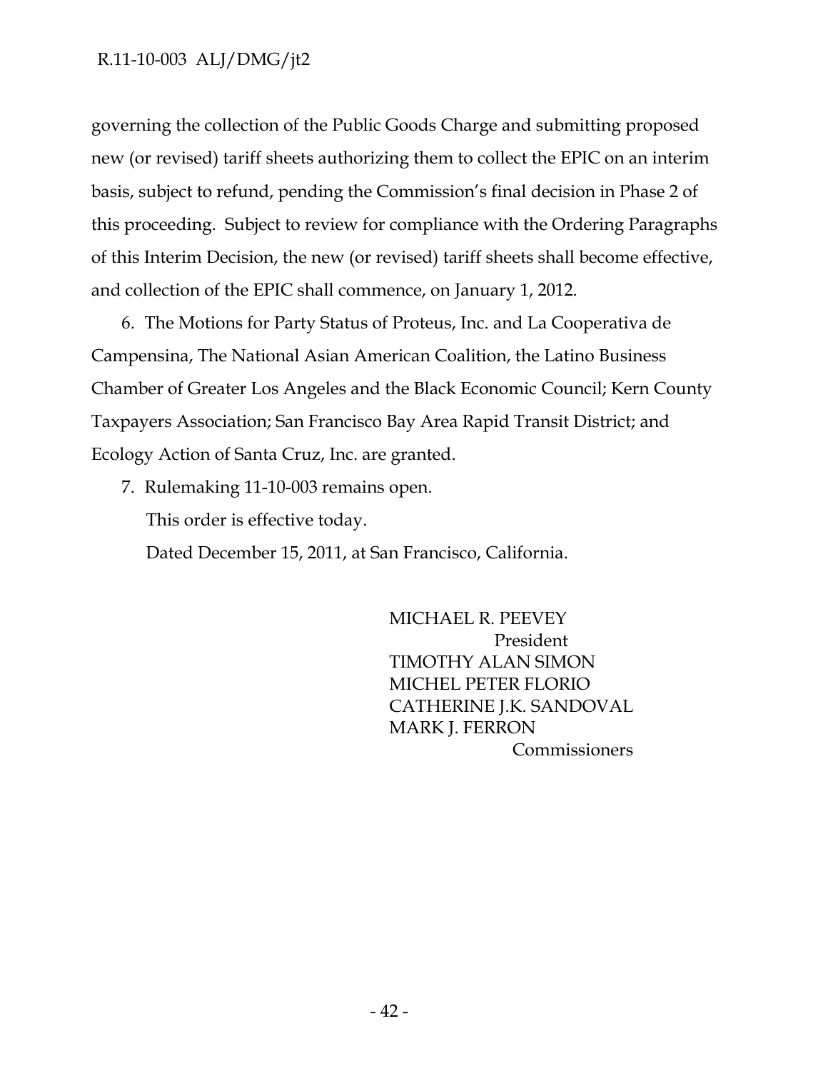governing the collection of the Public Goods Charge and submitting proposed new (or revised) tariff sheets authorizing them to collect the EPIC on an interim basis, subject to refund, pending the Commission's final decision in Phase 2 of this proceeding. Subject to review for compliance with the Ordering Paragraphs of this Interim Decision, the new (or revised) tariff sheets shall become effective, and collection of the EPIC shall commence, on January 1, 2012.

6. The Motions for Party Status of Proteus, Inc. and La Cooperativa de Campensina, The National Asian American Coalition, the Latino Business Chamber of Greater Los Angeles and the Black Economic Council; Kern County Taxpayers Association; San Francisco Bay Area Rapid Transit District; and Ecology Action of Santa Cruz, Inc. are granted.

7. Rulemaking 11-10-003 remains open.

This order is effective today.

Dated December 15, 2011, at San Francisco, California.

MICHAEL R. PEEVEY
President
TIMOTHY ALAN SIMON
MICHEL PETER FLORIO
CATHERINE J.K. SANDOVAL
MARK J. FERRON
Commissioners